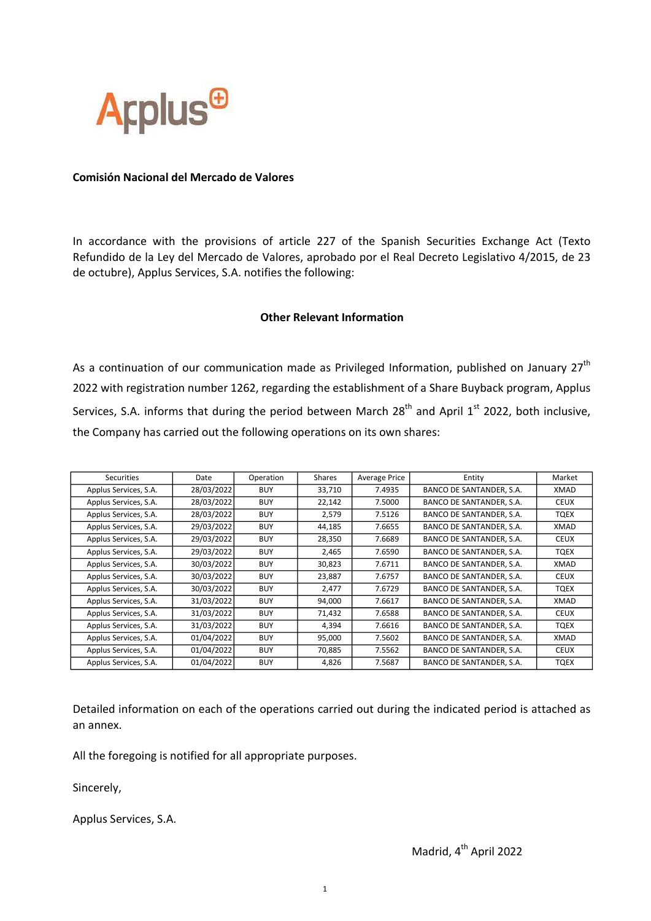Applus

**Comisión Nacional del Mercado de Valores**

In accordance with the provisions of article 227 of the Spanish Securities Exchange Act (Texto Refundido de la Ley del Mercado de Valores, aprobado por el Real Decreto Legislativo 4/2015, de 23 de octubre), Applus Services, S.A. notifies the following:

**Other Relevant Information**

As a continuation of our communication made as Privileged Information, published on January 27th 2022 with registration number 1262, regarding the establishment of a Share Buyback program, Applus Services, S.A. informs that during the period between March 28th and April 1st 2022, both inclusive, the Company has carried out the following operations on its own shares:

| Securities | Date | Operation | Shares | Average Price | Entity | Market |
|---|---|---|---|---|---|---|
| Applus Services, S.A. | 28/03/2022 | BUY | 33,710 | 7.4935 | BANCO DE SANTANDER, S.A. | XMAD |
| Applus Services, S.A. | 28/03/2022 | BUY | 22,142 | 7.5000 | BANCO DE SANTANDER, S.A. | CEUX |
| Applus Services, S.A. | 28/03/2022 | BUY | 2,579 | 7.5126 | BANCO DE SANTANDER, S.A. | TQEX |
| Applus Services, S.A. | 29/03/2022 | BUY | 44,185 | 7.6655 | BANCO DE SANTANDER, S.A. | XMAD |
| Applus Services, S.A. | 29/03/2022 | BUY | 28,350 | 7.6689 | BANCO DE SANTANDER, S.A. | CEUX |
| Applus Services, S.A. | 29/03/2022 | BUY | 2,465 | 7.6590 | BANCO DE SANTANDER, S.A. | TQEX |
| Applus Services, S.A. | 30/03/2022 | BUY | 30,823 | 7.6711 | BANCO DE SANTANDER, S.A. | XMAD |
| Applus Services, S.A. | 30/03/2022 | BUY | 23,887 | 7.6757 | BANCO DE SANTANDER, S.A. | CEUX |
| Applus Services, S.A. | 30/03/2022 | BUY | 2,477 | 7.6729 | BANCO DE SANTANDER, S.A. | TQEX |
| Applus Services, S.A. | 31/03/2022 | BUY | 94,000 | 7.6617 | BANCO DE SANTANDER, S.A. | XMAD |
| Applus Services, S.A. | 31/03/2022 | BUY | 71,432 | 7.6588 | BANCO DE SANTANDER, S.A. | CEUX |
| Applus Services, S.A. | 31/03/2022 | BUY | 4,394 | 7.6616 | BANCO DE SANTANDER, S.A. | TQEX |
| Applus Services, S.A. | 01/04/2022 | BUY | 95,000 | 7.5602 | BANCO DE SANTANDER, S.A. | XMAD |
| Applus Services, S.A. | 01/04/2022 | BUY | 70,885 | 7.5562 | BANCO DE SANTANDER, S.A. | CEUX |
| Applus Services, S.A. | 01/04/2022 | BUY | 4,826 | 7.5687 | BANCO DE SANTANDER, S.A. | TQEX |

Detailed information on each of the operations carried out during the indicated period is attached as an annex.

All the foregoing is notified for all appropriate purposes.

Sincerely,

Applus Services, S.A.

Madrid, 4th April 2022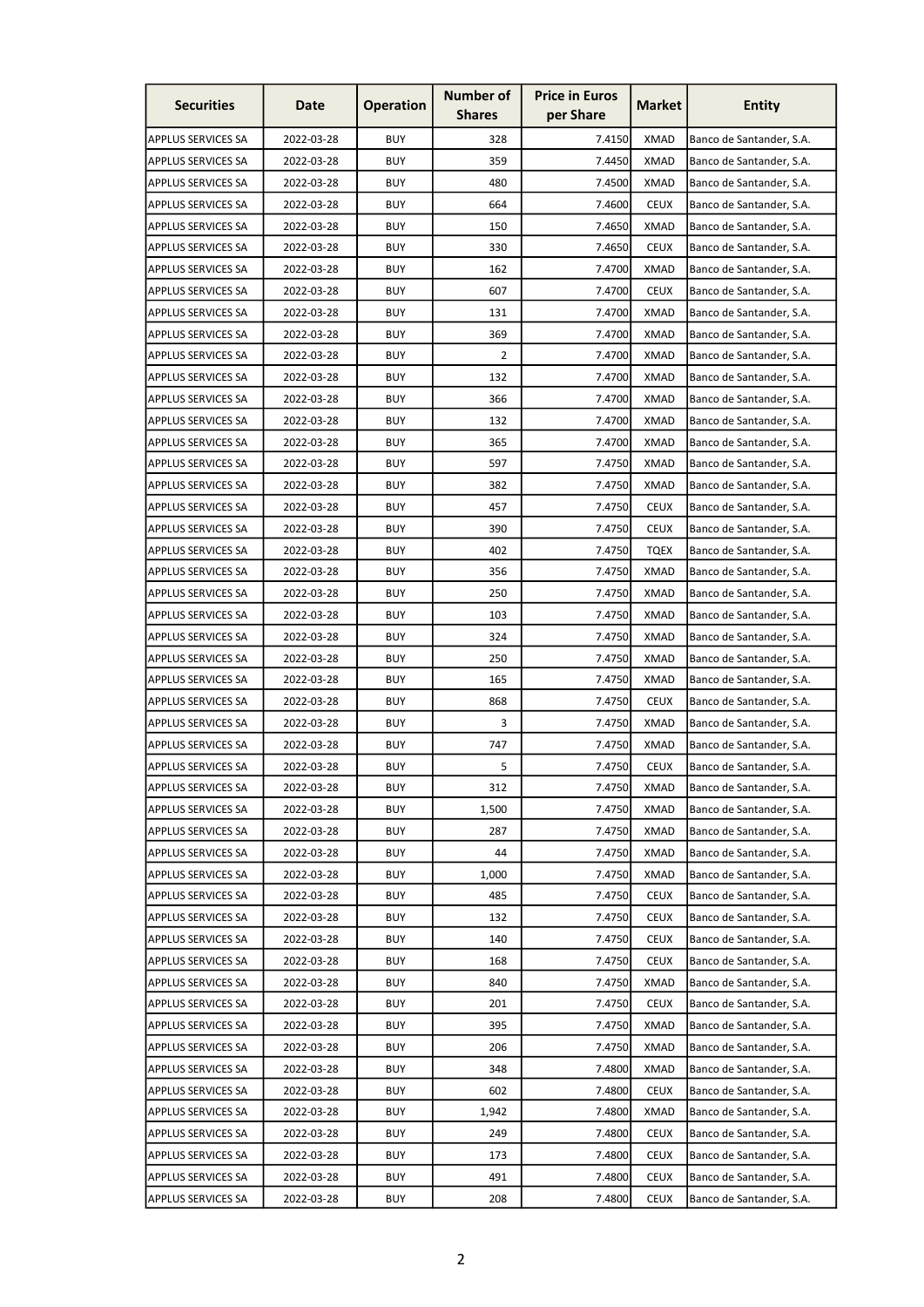| Securities | Date | Operation | Number of Shares | Price in Euros per Share | Market | Entity |
|---|---|---|---|---|---|---|
| APPLUS SERVICES SA | 2022-03-28 | BUY | 328 | 7.4150 | XMAD | Banco de Santander, S.A. |
| APPLUS SERVICES SA | 2022-03-28 | BUY | 359 | 7.4450 | XMAD | Banco de Santander, S.A. |
| APPLUS SERVICES SA | 2022-03-28 | BUY | 480 | 7.4500 | XMAD | Banco de Santander, S.A. |
| APPLUS SERVICES SA | 2022-03-28 | BUY | 664 | 7.4600 | CEUX | Banco de Santander, S.A. |
| APPLUS SERVICES SA | 2022-03-28 | BUY | 150 | 7.4650 | XMAD | Banco de Santander, S.A. |
| APPLUS SERVICES SA | 2022-03-28 | BUY | 330 | 7.4650 | CEUX | Banco de Santander, S.A. |
| APPLUS SERVICES SA | 2022-03-28 | BUY | 162 | 7.4700 | XMAD | Banco de Santander, S.A. |
| APPLUS SERVICES SA | 2022-03-28 | BUY | 607 | 7.4700 | CEUX | Banco de Santander, S.A. |
| APPLUS SERVICES SA | 2022-03-28 | BUY | 131 | 7.4700 | XMAD | Banco de Santander, S.A. |
| APPLUS SERVICES SA | 2022-03-28 | BUY | 369 | 7.4700 | XMAD | Banco de Santander, S.A. |
| APPLUS SERVICES SA | 2022-03-28 | BUY | 2 | 7.4700 | XMAD | Banco de Santander, S.A. |
| APPLUS SERVICES SA | 2022-03-28 | BUY | 132 | 7.4700 | XMAD | Banco de Santander, S.A. |
| APPLUS SERVICES SA | 2022-03-28 | BUY | 366 | 7.4700 | XMAD | Banco de Santander, S.A. |
| APPLUS SERVICES SA | 2022-03-28 | BUY | 132 | 7.4700 | XMAD | Banco de Santander, S.A. |
| APPLUS SERVICES SA | 2022-03-28 | BUY | 365 | 7.4700 | XMAD | Banco de Santander, S.A. |
| APPLUS SERVICES SA | 2022-03-28 | BUY | 597 | 7.4750 | XMAD | Banco de Santander, S.A. |
| APPLUS SERVICES SA | 2022-03-28 | BUY | 382 | 7.4750 | XMAD | Banco de Santander, S.A. |
| APPLUS SERVICES SA | 2022-03-28 | BUY | 457 | 7.4750 | CEUX | Banco de Santander, S.A. |
| APPLUS SERVICES SA | 2022-03-28 | BUY | 390 | 7.4750 | CEUX | Banco de Santander, S.A. |
| APPLUS SERVICES SA | 2022-03-28 | BUY | 402 | 7.4750 | TQEX | Banco de Santander, S.A. |
| APPLUS SERVICES SA | 2022-03-28 | BUY | 356 | 7.4750 | XMAD | Banco de Santander, S.A. |
| APPLUS SERVICES SA | 2022-03-28 | BUY | 250 | 7.4750 | XMAD | Banco de Santander, S.A. |
| APPLUS SERVICES SA | 2022-03-28 | BUY | 103 | 7.4750 | XMAD | Banco de Santander, S.A. |
| APPLUS SERVICES SA | 2022-03-28 | BUY | 324 | 7.4750 | XMAD | Banco de Santander, S.A. |
| APPLUS SERVICES SA | 2022-03-28 | BUY | 250 | 7.4750 | XMAD | Banco de Santander, S.A. |
| APPLUS SERVICES SA | 2022-03-28 | BUY | 165 | 7.4750 | XMAD | Banco de Santander, S.A. |
| APPLUS SERVICES SA | 2022-03-28 | BUY | 868 | 7.4750 | CEUX | Banco de Santander, S.A. |
| APPLUS SERVICES SA | 2022-03-28 | BUY | 3 | 7.4750 | XMAD | Banco de Santander, S.A. |
| APPLUS SERVICES SA | 2022-03-28 | BUY | 747 | 7.4750 | XMAD | Banco de Santander, S.A. |
| APPLUS SERVICES SA | 2022-03-28 | BUY | 5 | 7.4750 | CEUX | Banco de Santander, S.A. |
| APPLUS SERVICES SA | 2022-03-28 | BUY | 312 | 7.4750 | XMAD | Banco de Santander, S.A. |
| APPLUS SERVICES SA | 2022-03-28 | BUY | 1,500 | 7.4750 | XMAD | Banco de Santander, S.A. |
| APPLUS SERVICES SA | 2022-03-28 | BUY | 287 | 7.4750 | XMAD | Banco de Santander, S.A. |
| APPLUS SERVICES SA | 2022-03-28 | BUY | 44 | 7.4750 | XMAD | Banco de Santander, S.A. |
| APPLUS SERVICES SA | 2022-03-28 | BUY | 1,000 | 7.4750 | XMAD | Banco de Santander, S.A. |
| APPLUS SERVICES SA | 2022-03-28 | BUY | 485 | 7.4750 | CEUX | Banco de Santander, S.A. |
| APPLUS SERVICES SA | 2022-03-28 | BUY | 132 | 7.4750 | CEUX | Banco de Santander, S.A. |
| APPLUS SERVICES SA | 2022-03-28 | BUY | 140 | 7.4750 | CEUX | Banco de Santander, S.A. |
| APPLUS SERVICES SA | 2022-03-28 | BUY | 168 | 7.4750 | CEUX | Banco de Santander, S.A. |
| APPLUS SERVICES SA | 2022-03-28 | BUY | 840 | 7.4750 | XMAD | Banco de Santander, S.A. |
| APPLUS SERVICES SA | 2022-03-28 | BUY | 201 | 7.4750 | CEUX | Banco de Santander, S.A. |
| APPLUS SERVICES SA | 2022-03-28 | BUY | 395 | 7.4750 | XMAD | Banco de Santander, S.A. |
| APPLUS SERVICES SA | 2022-03-28 | BUY | 206 | 7.4750 | XMAD | Banco de Santander, S.A. |
| APPLUS SERVICES SA | 2022-03-28 | BUY | 348 | 7.4800 | XMAD | Banco de Santander, S.A. |
| APPLUS SERVICES SA | 2022-03-28 | BUY | 602 | 7.4800 | CEUX | Banco de Santander, S.A. |
| APPLUS SERVICES SA | 2022-03-28 | BUY | 1,942 | 7.4800 | XMAD | Banco de Santander, S.A. |
| APPLUS SERVICES SA | 2022-03-28 | BUY | 249 | 7.4800 | CEUX | Banco de Santander, S.A. |
| APPLUS SERVICES SA | 2022-03-28 | BUY | 173 | 7.4800 | CEUX | Banco de Santander, S.A. |
| APPLUS SERVICES SA | 2022-03-28 | BUY | 491 | 7.4800 | CEUX | Banco de Santander, S.A. |
| APPLUS SERVICES SA | 2022-03-28 | BUY | 208 | 7.4800 | CEUX | Banco de Santander, S.A. |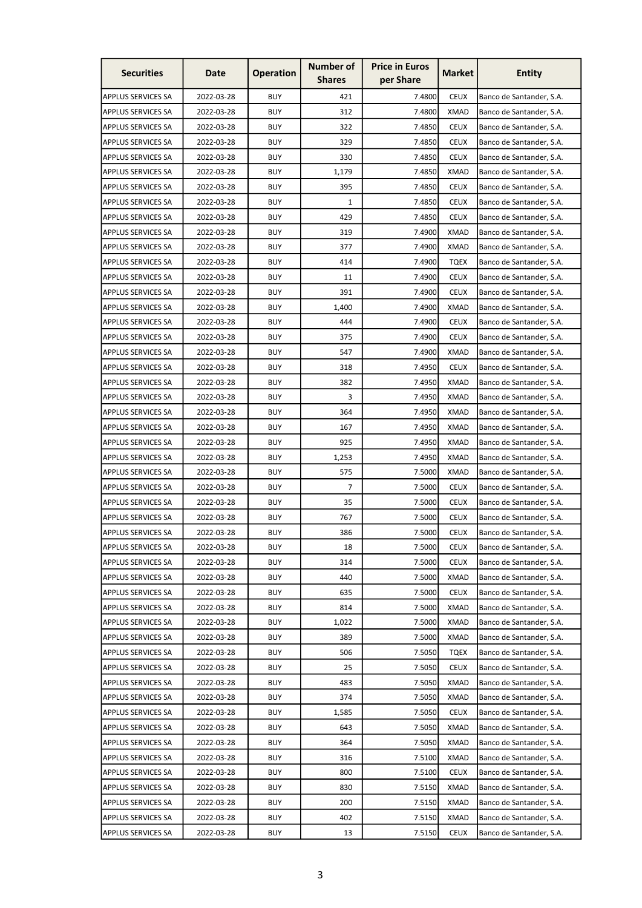| Securities | Date | Operation | Number of Shares | Price in Euros per Share | Market | Entity |
|---|---|---|---|---|---|---|
| APPLUS SERVICES SA | 2022-03-28 | BUY | 421 | 7.4800 | CEUX | Banco de Santander, S.A. |
| APPLUS SERVICES SA | 2022-03-28 | BUY | 312 | 7.4800 | XMAD | Banco de Santander, S.A. |
| APPLUS SERVICES SA | 2022-03-28 | BUY | 322 | 7.4850 | CEUX | Banco de Santander, S.A. |
| APPLUS SERVICES SA | 2022-03-28 | BUY | 329 | 7.4850 | CEUX | Banco de Santander, S.A. |
| APPLUS SERVICES SA | 2022-03-28 | BUY | 330 | 7.4850 | CEUX | Banco de Santander, S.A. |
| APPLUS SERVICES SA | 2022-03-28 | BUY | 1,179 | 7.4850 | XMAD | Banco de Santander, S.A. |
| APPLUS SERVICES SA | 2022-03-28 | BUY | 395 | 7.4850 | CEUX | Banco de Santander, S.A. |
| APPLUS SERVICES SA | 2022-03-28 | BUY | 1 | 7.4850 | CEUX | Banco de Santander, S.A. |
| APPLUS SERVICES SA | 2022-03-28 | BUY | 429 | 7.4850 | CEUX | Banco de Santander, S.A. |
| APPLUS SERVICES SA | 2022-03-28 | BUY | 319 | 7.4900 | XMAD | Banco de Santander, S.A. |
| APPLUS SERVICES SA | 2022-03-28 | BUY | 377 | 7.4900 | XMAD | Banco de Santander, S.A. |
| APPLUS SERVICES SA | 2022-03-28 | BUY | 414 | 7.4900 | TQEX | Banco de Santander, S.A. |
| APPLUS SERVICES SA | 2022-03-28 | BUY | 11 | 7.4900 | CEUX | Banco de Santander, S.A. |
| APPLUS SERVICES SA | 2022-03-28 | BUY | 391 | 7.4900 | CEUX | Banco de Santander, S.A. |
| APPLUS SERVICES SA | 2022-03-28 | BUY | 1,400 | 7.4900 | XMAD | Banco de Santander, S.A. |
| APPLUS SERVICES SA | 2022-03-28 | BUY | 444 | 7.4900 | CEUX | Banco de Santander, S.A. |
| APPLUS SERVICES SA | 2022-03-28 | BUY | 375 | 7.4900 | CEUX | Banco de Santander, S.A. |
| APPLUS SERVICES SA | 2022-03-28 | BUY | 547 | 7.4900 | XMAD | Banco de Santander, S.A. |
| APPLUS SERVICES SA | 2022-03-28 | BUY | 318 | 7.4950 | CEUX | Banco de Santander, S.A. |
| APPLUS SERVICES SA | 2022-03-28 | BUY | 382 | 7.4950 | XMAD | Banco de Santander, S.A. |
| APPLUS SERVICES SA | 2022-03-28 | BUY | 3 | 7.4950 | XMAD | Banco de Santander, S.A. |
| APPLUS SERVICES SA | 2022-03-28 | BUY | 364 | 7.4950 | XMAD | Banco de Santander, S.A. |
| APPLUS SERVICES SA | 2022-03-28 | BUY | 167 | 7.4950 | XMAD | Banco de Santander, S.A. |
| APPLUS SERVICES SA | 2022-03-28 | BUY | 925 | 7.4950 | XMAD | Banco de Santander, S.A. |
| APPLUS SERVICES SA | 2022-03-28 | BUY | 1,253 | 7.4950 | XMAD | Banco de Santander, S.A. |
| APPLUS SERVICES SA | 2022-03-28 | BUY | 575 | 7.5000 | XMAD | Banco de Santander, S.A. |
| APPLUS SERVICES SA | 2022-03-28 | BUY | 7 | 7.5000 | CEUX | Banco de Santander, S.A. |
| APPLUS SERVICES SA | 2022-03-28 | BUY | 35 | 7.5000 | CEUX | Banco de Santander, S.A. |
| APPLUS SERVICES SA | 2022-03-28 | BUY | 767 | 7.5000 | CEUX | Banco de Santander, S.A. |
| APPLUS SERVICES SA | 2022-03-28 | BUY | 386 | 7.5000 | CEUX | Banco de Santander, S.A. |
| APPLUS SERVICES SA | 2022-03-28 | BUY | 18 | 7.5000 | CEUX | Banco de Santander, S.A. |
| APPLUS SERVICES SA | 2022-03-28 | BUY | 314 | 7.5000 | CEUX | Banco de Santander, S.A. |
| APPLUS SERVICES SA | 2022-03-28 | BUY | 440 | 7.5000 | XMAD | Banco de Santander, S.A. |
| APPLUS SERVICES SA | 2022-03-28 | BUY | 635 | 7.5000 | CEUX | Banco de Santander, S.A. |
| APPLUS SERVICES SA | 2022-03-28 | BUY | 814 | 7.5000 | XMAD | Banco de Santander, S.A. |
| APPLUS SERVICES SA | 2022-03-28 | BUY | 1,022 | 7.5000 | XMAD | Banco de Santander, S.A. |
| APPLUS SERVICES SA | 2022-03-28 | BUY | 389 | 7.5000 | XMAD | Banco de Santander, S.A. |
| APPLUS SERVICES SA | 2022-03-28 | BUY | 506 | 7.5050 | TQEX | Banco de Santander, S.A. |
| APPLUS SERVICES SA | 2022-03-28 | BUY | 25 | 7.5050 | CEUX | Banco de Santander, S.A. |
| APPLUS SERVICES SA | 2022-03-28 | BUY | 483 | 7.5050 | XMAD | Banco de Santander, S.A. |
| APPLUS SERVICES SA | 2022-03-28 | BUY | 374 | 7.5050 | XMAD | Banco de Santander, S.A. |
| APPLUS SERVICES SA | 2022-03-28 | BUY | 1,585 | 7.5050 | CEUX | Banco de Santander, S.A. |
| APPLUS SERVICES SA | 2022-03-28 | BUY | 643 | 7.5050 | XMAD | Banco de Santander, S.A. |
| APPLUS SERVICES SA | 2022-03-28 | BUY | 364 | 7.5050 | XMAD | Banco de Santander, S.A. |
| APPLUS SERVICES SA | 2022-03-28 | BUY | 316 | 7.5100 | XMAD | Banco de Santander, S.A. |
| APPLUS SERVICES SA | 2022-03-28 | BUY | 800 | 7.5100 | CEUX | Banco de Santander, S.A. |
| APPLUS SERVICES SA | 2022-03-28 | BUY | 830 | 7.5150 | XMAD | Banco de Santander, S.A. |
| APPLUS SERVICES SA | 2022-03-28 | BUY | 200 | 7.5150 | XMAD | Banco de Santander, S.A. |
| APPLUS SERVICES SA | 2022-03-28 | BUY | 402 | 7.5150 | XMAD | Banco de Santander, S.A. |
| APPLUS SERVICES SA | 2022-03-28 | BUY | 13 | 7.5150 | CEUX | Banco de Santander, S.A. |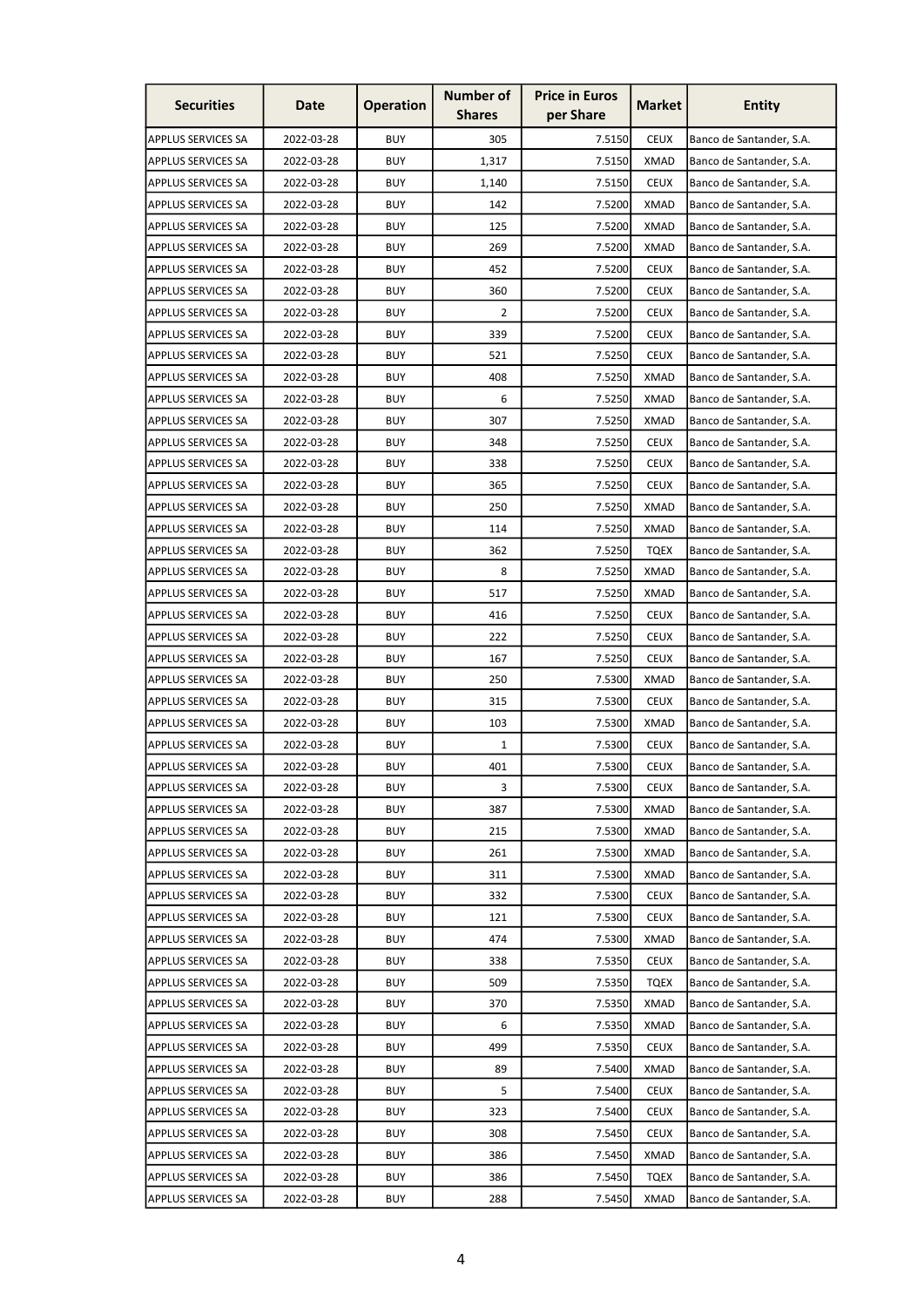| Securities | Date | Operation | Number of Shares | Price in Euros per Share | Market | Entity |
|---|---|---|---|---|---|---|
| APPLUS SERVICES SA | 2022-03-28 | BUY | 305 | 7.5150 | CEUX | Banco de Santander, S.A. |
| APPLUS SERVICES SA | 2022-03-28 | BUY | 1,317 | 7.5150 | XMAD | Banco de Santander, S.A. |
| APPLUS SERVICES SA | 2022-03-28 | BUY | 1,140 | 7.5150 | CEUX | Banco de Santander, S.A. |
| APPLUS SERVICES SA | 2022-03-28 | BUY | 142 | 7.5200 | XMAD | Banco de Santander, S.A. |
| APPLUS SERVICES SA | 2022-03-28 | BUY | 125 | 7.5200 | XMAD | Banco de Santander, S.A. |
| APPLUS SERVICES SA | 2022-03-28 | BUY | 269 | 7.5200 | XMAD | Banco de Santander, S.A. |
| APPLUS SERVICES SA | 2022-03-28 | BUY | 452 | 7.5200 | CEUX | Banco de Santander, S.A. |
| APPLUS SERVICES SA | 2022-03-28 | BUY | 360 | 7.5200 | CEUX | Banco de Santander, S.A. |
| APPLUS SERVICES SA | 2022-03-28 | BUY | 2 | 7.5200 | CEUX | Banco de Santander, S.A. |
| APPLUS SERVICES SA | 2022-03-28 | BUY | 339 | 7.5200 | CEUX | Banco de Santander, S.A. |
| APPLUS SERVICES SA | 2022-03-28 | BUY | 521 | 7.5250 | CEUX | Banco de Santander, S.A. |
| APPLUS SERVICES SA | 2022-03-28 | BUY | 408 | 7.5250 | XMAD | Banco de Santander, S.A. |
| APPLUS SERVICES SA | 2022-03-28 | BUY | 6 | 7.5250 | XMAD | Banco de Santander, S.A. |
| APPLUS SERVICES SA | 2022-03-28 | BUY | 307 | 7.5250 | XMAD | Banco de Santander, S.A. |
| APPLUS SERVICES SA | 2022-03-28 | BUY | 348 | 7.5250 | CEUX | Banco de Santander, S.A. |
| APPLUS SERVICES SA | 2022-03-28 | BUY | 338 | 7.5250 | CEUX | Banco de Santander, S.A. |
| APPLUS SERVICES SA | 2022-03-28 | BUY | 365 | 7.5250 | CEUX | Banco de Santander, S.A. |
| APPLUS SERVICES SA | 2022-03-28 | BUY | 250 | 7.5250 | XMAD | Banco de Santander, S.A. |
| APPLUS SERVICES SA | 2022-03-28 | BUY | 114 | 7.5250 | XMAD | Banco de Santander, S.A. |
| APPLUS SERVICES SA | 2022-03-28 | BUY | 362 | 7.5250 | TQEX | Banco de Santander, S.A. |
| APPLUS SERVICES SA | 2022-03-28 | BUY | 8 | 7.5250 | XMAD | Banco de Santander, S.A. |
| APPLUS SERVICES SA | 2022-03-28 | BUY | 517 | 7.5250 | XMAD | Banco de Santander, S.A. |
| APPLUS SERVICES SA | 2022-03-28 | BUY | 416 | 7.5250 | CEUX | Banco de Santander, S.A. |
| APPLUS SERVICES SA | 2022-03-28 | BUY | 222 | 7.5250 | CEUX | Banco de Santander, S.A. |
| APPLUS SERVICES SA | 2022-03-28 | BUY | 167 | 7.5250 | CEUX | Banco de Santander, S.A. |
| APPLUS SERVICES SA | 2022-03-28 | BUY | 250 | 7.5300 | XMAD | Banco de Santander, S.A. |
| APPLUS SERVICES SA | 2022-03-28 | BUY | 315 | 7.5300 | CEUX | Banco de Santander, S.A. |
| APPLUS SERVICES SA | 2022-03-28 | BUY | 103 | 7.5300 | XMAD | Banco de Santander, S.A. |
| APPLUS SERVICES SA | 2022-03-28 | BUY | 1 | 7.5300 | CEUX | Banco de Santander, S.A. |
| APPLUS SERVICES SA | 2022-03-28 | BUY | 401 | 7.5300 | CEUX | Banco de Santander, S.A. |
| APPLUS SERVICES SA | 2022-03-28 | BUY | 3 | 7.5300 | CEUX | Banco de Santander, S.A. |
| APPLUS SERVICES SA | 2022-03-28 | BUY | 387 | 7.5300 | XMAD | Banco de Santander, S.A. |
| APPLUS SERVICES SA | 2022-03-28 | BUY | 215 | 7.5300 | XMAD | Banco de Santander, S.A. |
| APPLUS SERVICES SA | 2022-03-28 | BUY | 261 | 7.5300 | XMAD | Banco de Santander, S.A. |
| APPLUS SERVICES SA | 2022-03-28 | BUY | 311 | 7.5300 | XMAD | Banco de Santander, S.A. |
| APPLUS SERVICES SA | 2022-03-28 | BUY | 332 | 7.5300 | CEUX | Banco de Santander, S.A. |
| APPLUS SERVICES SA | 2022-03-28 | BUY | 121 | 7.5300 | CEUX | Banco de Santander, S.A. |
| APPLUS SERVICES SA | 2022-03-28 | BUY | 474 | 7.5300 | XMAD | Banco de Santander, S.A. |
| APPLUS SERVICES SA | 2022-03-28 | BUY | 338 | 7.5350 | CEUX | Banco de Santander, S.A. |
| APPLUS SERVICES SA | 2022-03-28 | BUY | 509 | 7.5350 | TQEX | Banco de Santander, S.A. |
| APPLUS SERVICES SA | 2022-03-28 | BUY | 370 | 7.5350 | XMAD | Banco de Santander, S.A. |
| APPLUS SERVICES SA | 2022-03-28 | BUY | 6 | 7.5350 | XMAD | Banco de Santander, S.A. |
| APPLUS SERVICES SA | 2022-03-28 | BUY | 499 | 7.5350 | CEUX | Banco de Santander, S.A. |
| APPLUS SERVICES SA | 2022-03-28 | BUY | 89 | 7.5400 | XMAD | Banco de Santander, S.A. |
| APPLUS SERVICES SA | 2022-03-28 | BUY | 5 | 7.5400 | CEUX | Banco de Santander, S.A. |
| APPLUS SERVICES SA | 2022-03-28 | BUY | 323 | 7.5400 | CEUX | Banco de Santander, S.A. |
| APPLUS SERVICES SA | 2022-03-28 | BUY | 308 | 7.5450 | CEUX | Banco de Santander, S.A. |
| APPLUS SERVICES SA | 2022-03-28 | BUY | 386 | 7.5450 | XMAD | Banco de Santander, S.A. |
| APPLUS SERVICES SA | 2022-03-28 | BUY | 386 | 7.5450 | TQEX | Banco de Santander, S.A. |
| APPLUS SERVICES SA | 2022-03-28 | BUY | 288 | 7.5450 | XMAD | Banco de Santander, S.A. |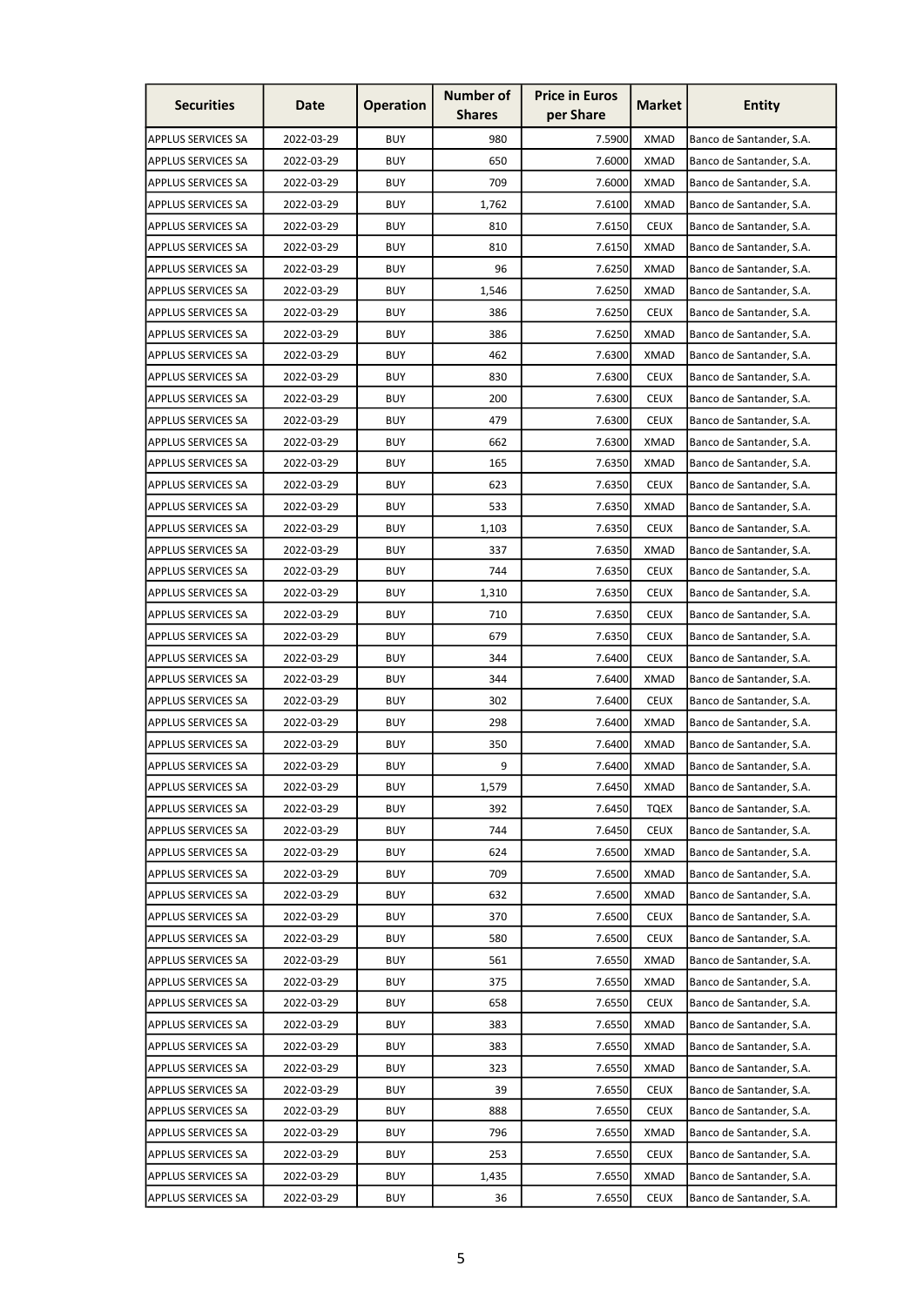| Securities | Date | Operation | Number of Shares | Price in Euros per Share | Market | Entity |
|---|---|---|---|---|---|---|
| APPLUS SERVICES SA | 2022-03-29 | BUY | 980 | 7.5900 | XMAD | Banco de Santander, S.A. |
| APPLUS SERVICES SA | 2022-03-29 | BUY | 650 | 7.6000 | XMAD | Banco de Santander, S.A. |
| APPLUS SERVICES SA | 2022-03-29 | BUY | 709 | 7.6000 | XMAD | Banco de Santander, S.A. |
| APPLUS SERVICES SA | 2022-03-29 | BUY | 1,762 | 7.6100 | XMAD | Banco de Santander, S.A. |
| APPLUS SERVICES SA | 2022-03-29 | BUY | 810 | 7.6150 | CEUX | Banco de Santander, S.A. |
| APPLUS SERVICES SA | 2022-03-29 | BUY | 810 | 7.6150 | XMAD | Banco de Santander, S.A. |
| APPLUS SERVICES SA | 2022-03-29 | BUY | 96 | 7.6250 | XMAD | Banco de Santander, S.A. |
| APPLUS SERVICES SA | 2022-03-29 | BUY | 1,546 | 7.6250 | XMAD | Banco de Santander, S.A. |
| APPLUS SERVICES SA | 2022-03-29 | BUY | 386 | 7.6250 | CEUX | Banco de Santander, S.A. |
| APPLUS SERVICES SA | 2022-03-29 | BUY | 386 | 7.6250 | XMAD | Banco de Santander, S.A. |
| APPLUS SERVICES SA | 2022-03-29 | BUY | 462 | 7.6300 | XMAD | Banco de Santander, S.A. |
| APPLUS SERVICES SA | 2022-03-29 | BUY | 830 | 7.6300 | CEUX | Banco de Santander, S.A. |
| APPLUS SERVICES SA | 2022-03-29 | BUY | 200 | 7.6300 | CEUX | Banco de Santander, S.A. |
| APPLUS SERVICES SA | 2022-03-29 | BUY | 479 | 7.6300 | CEUX | Banco de Santander, S.A. |
| APPLUS SERVICES SA | 2022-03-29 | BUY | 662 | 7.6300 | XMAD | Banco de Santander, S.A. |
| APPLUS SERVICES SA | 2022-03-29 | BUY | 165 | 7.6350 | XMAD | Banco de Santander, S.A. |
| APPLUS SERVICES SA | 2022-03-29 | BUY | 623 | 7.6350 | CEUX | Banco de Santander, S.A. |
| APPLUS SERVICES SA | 2022-03-29 | BUY | 533 | 7.6350 | XMAD | Banco de Santander, S.A. |
| APPLUS SERVICES SA | 2022-03-29 | BUY | 1,103 | 7.6350 | CEUX | Banco de Santander, S.A. |
| APPLUS SERVICES SA | 2022-03-29 | BUY | 337 | 7.6350 | XMAD | Banco de Santander, S.A. |
| APPLUS SERVICES SA | 2022-03-29 | BUY | 744 | 7.6350 | CEUX | Banco de Santander, S.A. |
| APPLUS SERVICES SA | 2022-03-29 | BUY | 1,310 | 7.6350 | CEUX | Banco de Santander, S.A. |
| APPLUS SERVICES SA | 2022-03-29 | BUY | 710 | 7.6350 | CEUX | Banco de Santander, S.A. |
| APPLUS SERVICES SA | 2022-03-29 | BUY | 679 | 7.6350 | CEUX | Banco de Santander, S.A. |
| APPLUS SERVICES SA | 2022-03-29 | BUY | 344 | 7.6400 | CEUX | Banco de Santander, S.A. |
| APPLUS SERVICES SA | 2022-03-29 | BUY | 344 | 7.6400 | XMAD | Banco de Santander, S.A. |
| APPLUS SERVICES SA | 2022-03-29 | BUY | 302 | 7.6400 | CEUX | Banco de Santander, S.A. |
| APPLUS SERVICES SA | 2022-03-29 | BUY | 298 | 7.6400 | XMAD | Banco de Santander, S.A. |
| APPLUS SERVICES SA | 2022-03-29 | BUY | 350 | 7.6400 | XMAD | Banco de Santander, S.A. |
| APPLUS SERVICES SA | 2022-03-29 | BUY | 9 | 7.6400 | XMAD | Banco de Santander, S.A. |
| APPLUS SERVICES SA | 2022-03-29 | BUY | 1,579 | 7.6450 | XMAD | Banco de Santander, S.A. |
| APPLUS SERVICES SA | 2022-03-29 | BUY | 392 | 7.6450 | TQEX | Banco de Santander, S.A. |
| APPLUS SERVICES SA | 2022-03-29 | BUY | 744 | 7.6450 | CEUX | Banco de Santander, S.A. |
| APPLUS SERVICES SA | 2022-03-29 | BUY | 624 | 7.6500 | XMAD | Banco de Santander, S.A. |
| APPLUS SERVICES SA | 2022-03-29 | BUY | 709 | 7.6500 | XMAD | Banco de Santander, S.A. |
| APPLUS SERVICES SA | 2022-03-29 | BUY | 632 | 7.6500 | XMAD | Banco de Santander, S.A. |
| APPLUS SERVICES SA | 2022-03-29 | BUY | 370 | 7.6500 | CEUX | Banco de Santander, S.A. |
| APPLUS SERVICES SA | 2022-03-29 | BUY | 580 | 7.6500 | CEUX | Banco de Santander, S.A. |
| APPLUS SERVICES SA | 2022-03-29 | BUY | 561 | 7.6550 | XMAD | Banco de Santander, S.A. |
| APPLUS SERVICES SA | 2022-03-29 | BUY | 375 | 7.6550 | XMAD | Banco de Santander, S.A. |
| APPLUS SERVICES SA | 2022-03-29 | BUY | 658 | 7.6550 | CEUX | Banco de Santander, S.A. |
| APPLUS SERVICES SA | 2022-03-29 | BUY | 383 | 7.6550 | XMAD | Banco de Santander, S.A. |
| APPLUS SERVICES SA | 2022-03-29 | BUY | 383 | 7.6550 | XMAD | Banco de Santander, S.A. |
| APPLUS SERVICES SA | 2022-03-29 | BUY | 323 | 7.6550 | XMAD | Banco de Santander, S.A. |
| APPLUS SERVICES SA | 2022-03-29 | BUY | 39 | 7.6550 | CEUX | Banco de Santander, S.A. |
| APPLUS SERVICES SA | 2022-03-29 | BUY | 888 | 7.6550 | CEUX | Banco de Santander, S.A. |
| APPLUS SERVICES SA | 2022-03-29 | BUY | 796 | 7.6550 | XMAD | Banco de Santander, S.A. |
| APPLUS SERVICES SA | 2022-03-29 | BUY | 253 | 7.6550 | CEUX | Banco de Santander, S.A. |
| APPLUS SERVICES SA | 2022-03-29 | BUY | 1,435 | 7.6550 | XMAD | Banco de Santander, S.A. |
| APPLUS SERVICES SA | 2022-03-29 | BUY | 36 | 7.6550 | CEUX | Banco de Santander, S.A. |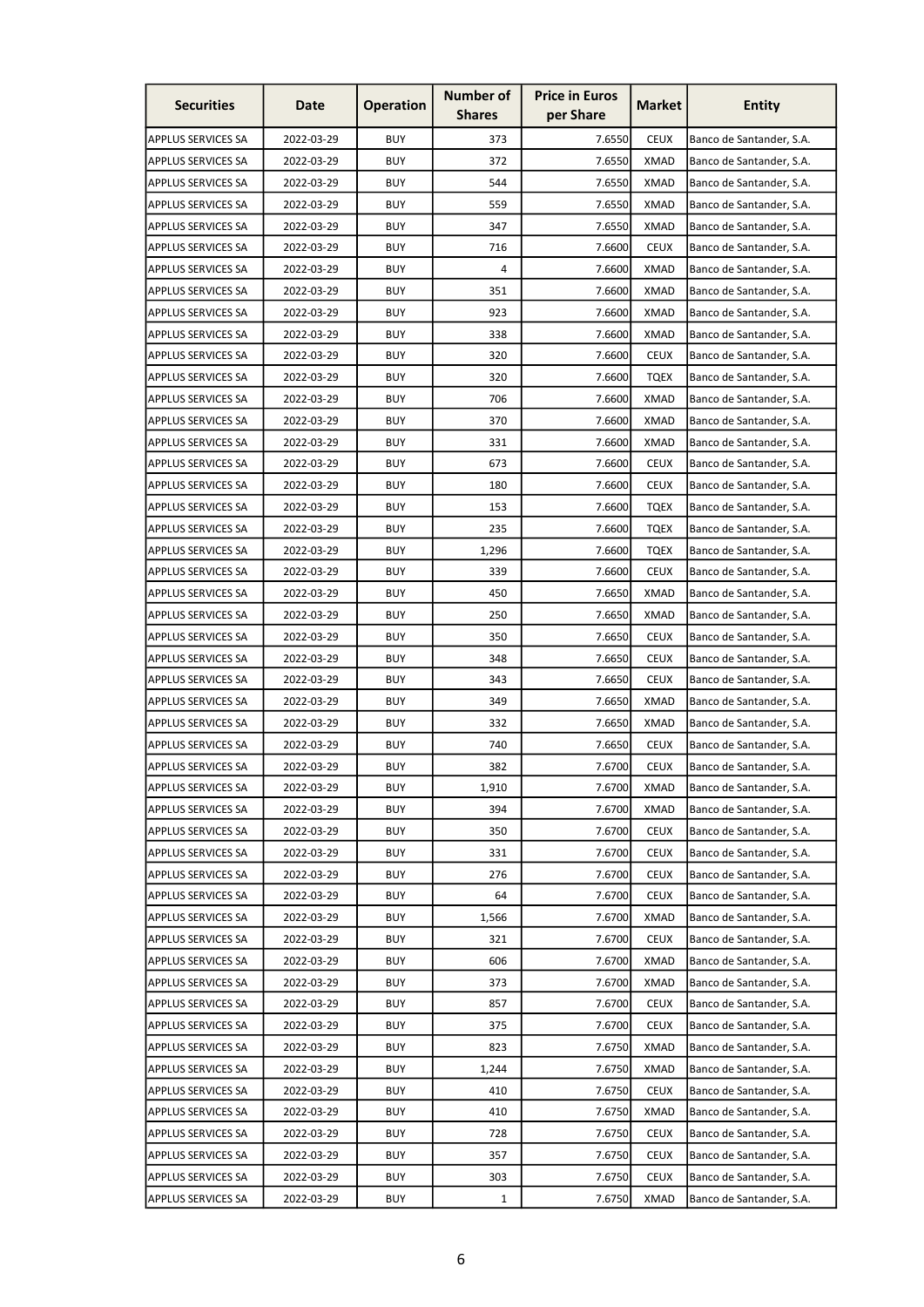| Securities | Date | Operation | Number of Shares | Price in Euros per Share | Market | Entity |
|---|---|---|---|---|---|---|
| APPLUS SERVICES SA | 2022-03-29 | BUY | 373 | 7.6550 | CEUX | Banco de Santander, S.A. |
| APPLUS SERVICES SA | 2022-03-29 | BUY | 372 | 7.6550 | XMAD | Banco de Santander, S.A. |
| APPLUS SERVICES SA | 2022-03-29 | BUY | 544 | 7.6550 | XMAD | Banco de Santander, S.A. |
| APPLUS SERVICES SA | 2022-03-29 | BUY | 559 | 7.6550 | XMAD | Banco de Santander, S.A. |
| APPLUS SERVICES SA | 2022-03-29 | BUY | 347 | 7.6550 | XMAD | Banco de Santander, S.A. |
| APPLUS SERVICES SA | 2022-03-29 | BUY | 716 | 7.6600 | CEUX | Banco de Santander, S.A. |
| APPLUS SERVICES SA | 2022-03-29 | BUY | 4 | 7.6600 | XMAD | Banco de Santander, S.A. |
| APPLUS SERVICES SA | 2022-03-29 | BUY | 351 | 7.6600 | XMAD | Banco de Santander, S.A. |
| APPLUS SERVICES SA | 2022-03-29 | BUY | 923 | 7.6600 | XMAD | Banco de Santander, S.A. |
| APPLUS SERVICES SA | 2022-03-29 | BUY | 338 | 7.6600 | XMAD | Banco de Santander, S.A. |
| APPLUS SERVICES SA | 2022-03-29 | BUY | 320 | 7.6600 | CEUX | Banco de Santander, S.A. |
| APPLUS SERVICES SA | 2022-03-29 | BUY | 320 | 7.6600 | TQEX | Banco de Santander, S.A. |
| APPLUS SERVICES SA | 2022-03-29 | BUY | 706 | 7.6600 | XMAD | Banco de Santander, S.A. |
| APPLUS SERVICES SA | 2022-03-29 | BUY | 370 | 7.6600 | XMAD | Banco de Santander, S.A. |
| APPLUS SERVICES SA | 2022-03-29 | BUY | 331 | 7.6600 | XMAD | Banco de Santander, S.A. |
| APPLUS SERVICES SA | 2022-03-29 | BUY | 673 | 7.6600 | CEUX | Banco de Santander, S.A. |
| APPLUS SERVICES SA | 2022-03-29 | BUY | 180 | 7.6600 | CEUX | Banco de Santander, S.A. |
| APPLUS SERVICES SA | 2022-03-29 | BUY | 153 | 7.6600 | TQEX | Banco de Santander, S.A. |
| APPLUS SERVICES SA | 2022-03-29 | BUY | 235 | 7.6600 | TQEX | Banco de Santander, S.A. |
| APPLUS SERVICES SA | 2022-03-29 | BUY | 1,296 | 7.6600 | TQEX | Banco de Santander, S.A. |
| APPLUS SERVICES SA | 2022-03-29 | BUY | 339 | 7.6600 | CEUX | Banco de Santander, S.A. |
| APPLUS SERVICES SA | 2022-03-29 | BUY | 450 | 7.6650 | XMAD | Banco de Santander, S.A. |
| APPLUS SERVICES SA | 2022-03-29 | BUY | 250 | 7.6650 | XMAD | Banco de Santander, S.A. |
| APPLUS SERVICES SA | 2022-03-29 | BUY | 350 | 7.6650 | CEUX | Banco de Santander, S.A. |
| APPLUS SERVICES SA | 2022-03-29 | BUY | 348 | 7.6650 | CEUX | Banco de Santander, S.A. |
| APPLUS SERVICES SA | 2022-03-29 | BUY | 343 | 7.6650 | CEUX | Banco de Santander, S.A. |
| APPLUS SERVICES SA | 2022-03-29 | BUY | 349 | 7.6650 | XMAD | Banco de Santander, S.A. |
| APPLUS SERVICES SA | 2022-03-29 | BUY | 332 | 7.6650 | XMAD | Banco de Santander, S.A. |
| APPLUS SERVICES SA | 2022-03-29 | BUY | 740 | 7.6650 | CEUX | Banco de Santander, S.A. |
| APPLUS SERVICES SA | 2022-03-29 | BUY | 382 | 7.6700 | CEUX | Banco de Santander, S.A. |
| APPLUS SERVICES SA | 2022-03-29 | BUY | 1,910 | 7.6700 | XMAD | Banco de Santander, S.A. |
| APPLUS SERVICES SA | 2022-03-29 | BUY | 394 | 7.6700 | XMAD | Banco de Santander, S.A. |
| APPLUS SERVICES SA | 2022-03-29 | BUY | 350 | 7.6700 | CEUX | Banco de Santander, S.A. |
| APPLUS SERVICES SA | 2022-03-29 | BUY | 331 | 7.6700 | CEUX | Banco de Santander, S.A. |
| APPLUS SERVICES SA | 2022-03-29 | BUY | 276 | 7.6700 | CEUX | Banco de Santander, S.A. |
| APPLUS SERVICES SA | 2022-03-29 | BUY | 64 | 7.6700 | CEUX | Banco de Santander, S.A. |
| APPLUS SERVICES SA | 2022-03-29 | BUY | 1,566 | 7.6700 | XMAD | Banco de Santander, S.A. |
| APPLUS SERVICES SA | 2022-03-29 | BUY | 321 | 7.6700 | CEUX | Banco de Santander, S.A. |
| APPLUS SERVICES SA | 2022-03-29 | BUY | 606 | 7.6700 | XMAD | Banco de Santander, S.A. |
| APPLUS SERVICES SA | 2022-03-29 | BUY | 373 | 7.6700 | XMAD | Banco de Santander, S.A. |
| APPLUS SERVICES SA | 2022-03-29 | BUY | 857 | 7.6700 | CEUX | Banco de Santander, S.A. |
| APPLUS SERVICES SA | 2022-03-29 | BUY | 375 | 7.6700 | CEUX | Banco de Santander, S.A. |
| APPLUS SERVICES SA | 2022-03-29 | BUY | 823 | 7.6750 | XMAD | Banco de Santander, S.A. |
| APPLUS SERVICES SA | 2022-03-29 | BUY | 1,244 | 7.6750 | XMAD | Banco de Santander, S.A. |
| APPLUS SERVICES SA | 2022-03-29 | BUY | 410 | 7.6750 | CEUX | Banco de Santander, S.A. |
| APPLUS SERVICES SA | 2022-03-29 | BUY | 410 | 7.6750 | XMAD | Banco de Santander, S.A. |
| APPLUS SERVICES SA | 2022-03-29 | BUY | 728 | 7.6750 | CEUX | Banco de Santander, S.A. |
| APPLUS SERVICES SA | 2022-03-29 | BUY | 357 | 7.6750 | CEUX | Banco de Santander, S.A. |
| APPLUS SERVICES SA | 2022-03-29 | BUY | 303 | 7.6750 | CEUX | Banco de Santander, S.A. |
| APPLUS SERVICES SA | 2022-03-29 | BUY | 1 | 7.6750 | XMAD | Banco de Santander, S.A. |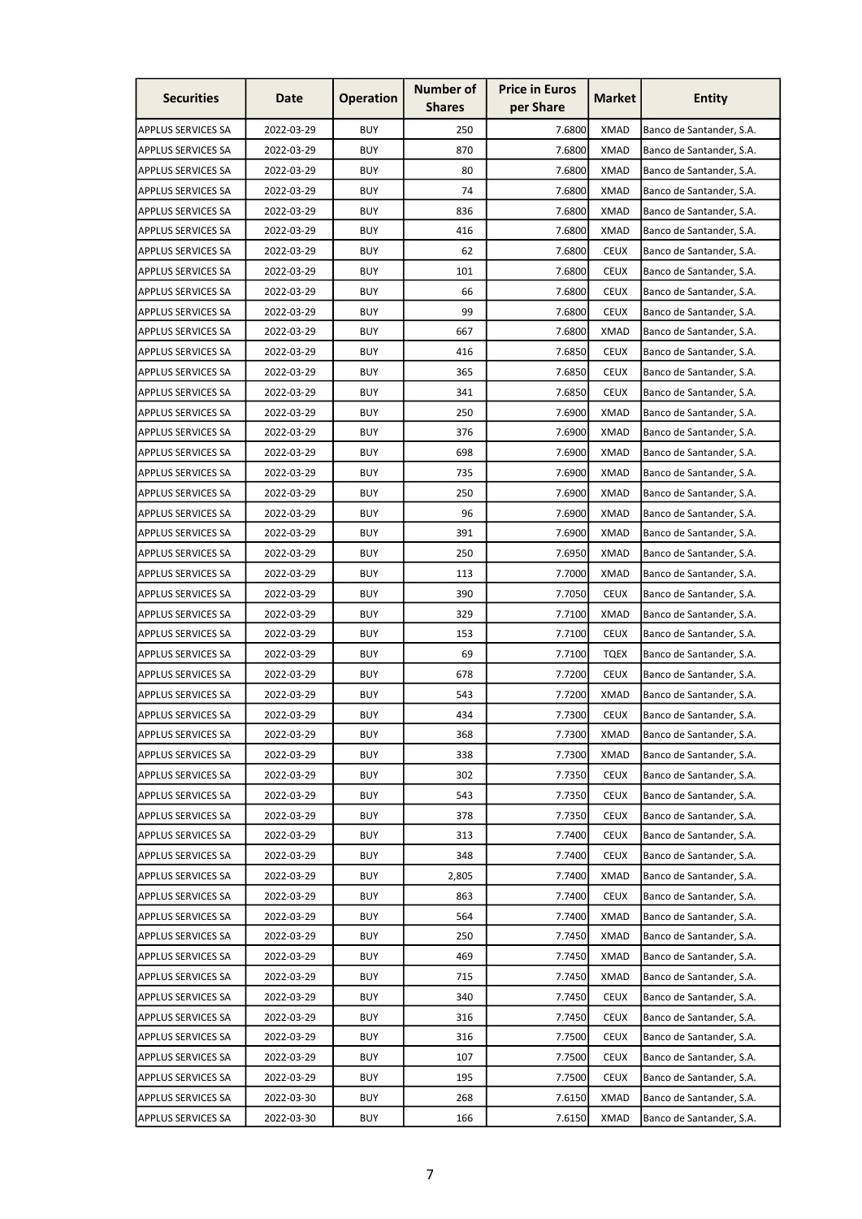| Securities | Date | Operation | Number of Shares | Price in Euros per Share | Market | Entity |
|---|---|---|---|---|---|---|
| APPLUS SERVICES SA | 2022-03-29 | BUY | 250 | 7.6800 | XMAD | Banco de Santander, S.A. |
| APPLUS SERVICES SA | 2022-03-29 | BUY | 870 | 7.6800 | XMAD | Banco de Santander, S.A. |
| APPLUS SERVICES SA | 2022-03-29 | BUY | 80 | 7.6800 | XMAD | Banco de Santander, S.A. |
| APPLUS SERVICES SA | 2022-03-29 | BUY | 74 | 7.6800 | XMAD | Banco de Santander, S.A. |
| APPLUS SERVICES SA | 2022-03-29 | BUY | 836 | 7.6800 | XMAD | Banco de Santander, S.A. |
| APPLUS SERVICES SA | 2022-03-29 | BUY | 416 | 7.6800 | XMAD | Banco de Santander, S.A. |
| APPLUS SERVICES SA | 2022-03-29 | BUY | 62 | 7.6800 | CEUX | Banco de Santander, S.A. |
| APPLUS SERVICES SA | 2022-03-29 | BUY | 101 | 7.6800 | CEUX | Banco de Santander, S.A. |
| APPLUS SERVICES SA | 2022-03-29 | BUY | 66 | 7.6800 | CEUX | Banco de Santander, S.A. |
| APPLUS SERVICES SA | 2022-03-29 | BUY | 99 | 7.6800 | CEUX | Banco de Santander, S.A. |
| APPLUS SERVICES SA | 2022-03-29 | BUY | 667 | 7.6800 | XMAD | Banco de Santander, S.A. |
| APPLUS SERVICES SA | 2022-03-29 | BUY | 416 | 7.6850 | CEUX | Banco de Santander, S.A. |
| APPLUS SERVICES SA | 2022-03-29 | BUY | 365 | 7.6850 | CEUX | Banco de Santander, S.A. |
| APPLUS SERVICES SA | 2022-03-29 | BUY | 341 | 7.6850 | CEUX | Banco de Santander, S.A. |
| APPLUS SERVICES SA | 2022-03-29 | BUY | 250 | 7.6900 | XMAD | Banco de Santander, S.A. |
| APPLUS SERVICES SA | 2022-03-29 | BUY | 376 | 7.6900 | XMAD | Banco de Santander, S.A. |
| APPLUS SERVICES SA | 2022-03-29 | BUY | 698 | 7.6900 | XMAD | Banco de Santander, S.A. |
| APPLUS SERVICES SA | 2022-03-29 | BUY | 735 | 7.6900 | XMAD | Banco de Santander, S.A. |
| APPLUS SERVICES SA | 2022-03-29 | BUY | 250 | 7.6900 | XMAD | Banco de Santander, S.A. |
| APPLUS SERVICES SA | 2022-03-29 | BUY | 96 | 7.6900 | XMAD | Banco de Santander, S.A. |
| APPLUS SERVICES SA | 2022-03-29 | BUY | 391 | 7.6900 | XMAD | Banco de Santander, S.A. |
| APPLUS SERVICES SA | 2022-03-29 | BUY | 250 | 7.6950 | XMAD | Banco de Santander, S.A. |
| APPLUS SERVICES SA | 2022-03-29 | BUY | 113 | 7.7000 | XMAD | Banco de Santander, S.A. |
| APPLUS SERVICES SA | 2022-03-29 | BUY | 390 | 7.7050 | CEUX | Banco de Santander, S.A. |
| APPLUS SERVICES SA | 2022-03-29 | BUY | 329 | 7.7100 | XMAD | Banco de Santander, S.A. |
| APPLUS SERVICES SA | 2022-03-29 | BUY | 153 | 7.7100 | CEUX | Banco de Santander, S.A. |
| APPLUS SERVICES SA | 2022-03-29 | BUY | 69 | 7.7100 | TQEX | Banco de Santander, S.A. |
| APPLUS SERVICES SA | 2022-03-29 | BUY | 678 | 7.7200 | CEUX | Banco de Santander, S.A. |
| APPLUS SERVICES SA | 2022-03-29 | BUY | 543 | 7.7200 | XMAD | Banco de Santander, S.A. |
| APPLUS SERVICES SA | 2022-03-29 | BUY | 434 | 7.7300 | CEUX | Banco de Santander, S.A. |
| APPLUS SERVICES SA | 2022-03-29 | BUY | 368 | 7.7300 | XMAD | Banco de Santander, S.A. |
| APPLUS SERVICES SA | 2022-03-29 | BUY | 338 | 7.7300 | XMAD | Banco de Santander, S.A. |
| APPLUS SERVICES SA | 2022-03-29 | BUY | 302 | 7.7350 | CEUX | Banco de Santander, S.A. |
| APPLUS SERVICES SA | 2022-03-29 | BUY | 543 | 7.7350 | CEUX | Banco de Santander, S.A. |
| APPLUS SERVICES SA | 2022-03-29 | BUY | 378 | 7.7350 | CEUX | Banco de Santander, S.A. |
| APPLUS SERVICES SA | 2022-03-29 | BUY | 313 | 7.7400 | CEUX | Banco de Santander, S.A. |
| APPLUS SERVICES SA | 2022-03-29 | BUY | 348 | 7.7400 | CEUX | Banco de Santander, S.A. |
| APPLUS SERVICES SA | 2022-03-29 | BUY | 2,805 | 7.7400 | XMAD | Banco de Santander, S.A. |
| APPLUS SERVICES SA | 2022-03-29 | BUY | 863 | 7.7400 | CEUX | Banco de Santander, S.A. |
| APPLUS SERVICES SA | 2022-03-29 | BUY | 564 | 7.7400 | XMAD | Banco de Santander, S.A. |
| APPLUS SERVICES SA | 2022-03-29 | BUY | 250 | 7.7450 | XMAD | Banco de Santander, S.A. |
| APPLUS SERVICES SA | 2022-03-29 | BUY | 469 | 7.7450 | XMAD | Banco de Santander, S.A. |
| APPLUS SERVICES SA | 2022-03-29 | BUY | 715 | 7.7450 | XMAD | Banco de Santander, S.A. |
| APPLUS SERVICES SA | 2022-03-29 | BUY | 340 | 7.7450 | CEUX | Banco de Santander, S.A. |
| APPLUS SERVICES SA | 2022-03-29 | BUY | 316 | 7.7450 | CEUX | Banco de Santander, S.A. |
| APPLUS SERVICES SA | 2022-03-29 | BUY | 316 | 7.7500 | CEUX | Banco de Santander, S.A. |
| APPLUS SERVICES SA | 2022-03-29 | BUY | 107 | 7.7500 | CEUX | Banco de Santander, S.A. |
| APPLUS SERVICES SA | 2022-03-29 | BUY | 195 | 7.7500 | CEUX | Banco de Santander, S.A. |
| APPLUS SERVICES SA | 2022-03-30 | BUY | 268 | 7.6150 | XMAD | Banco de Santander, S.A. |
| APPLUS SERVICES SA | 2022-03-30 | BUY | 166 | 7.6150 | XMAD | Banco de Santander, S.A. |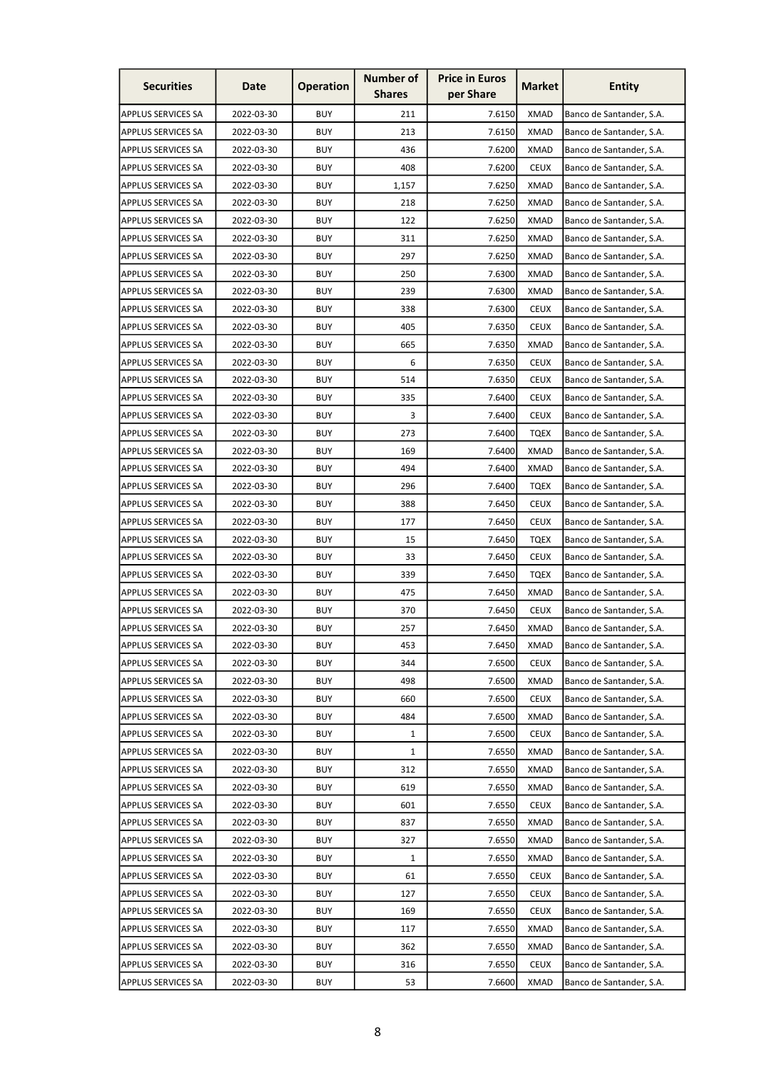| Securities | Date | Operation | Number of Shares | Price in Euros per Share | Market | Entity |
|---|---|---|---|---|---|---|
| APPLUS SERVICES SA | 2022-03-30 | BUY | 211 | 7.6150 | XMAD | Banco de Santander, S.A. |
| APPLUS SERVICES SA | 2022-03-30 | BUY | 213 | 7.6150 | XMAD | Banco de Santander, S.A. |
| APPLUS SERVICES SA | 2022-03-30 | BUY | 436 | 7.6200 | XMAD | Banco de Santander, S.A. |
| APPLUS SERVICES SA | 2022-03-30 | BUY | 408 | 7.6200 | CEUX | Banco de Santander, S.A. |
| APPLUS SERVICES SA | 2022-03-30 | BUY | 1,157 | 7.6250 | XMAD | Banco de Santander, S.A. |
| APPLUS SERVICES SA | 2022-03-30 | BUY | 218 | 7.6250 | XMAD | Banco de Santander, S.A. |
| APPLUS SERVICES SA | 2022-03-30 | BUY | 122 | 7.6250 | XMAD | Banco de Santander, S.A. |
| APPLUS SERVICES SA | 2022-03-30 | BUY | 311 | 7.6250 | XMAD | Banco de Santander, S.A. |
| APPLUS SERVICES SA | 2022-03-30 | BUY | 297 | 7.6250 | XMAD | Banco de Santander, S.A. |
| APPLUS SERVICES SA | 2022-03-30 | BUY | 250 | 7.6300 | XMAD | Banco de Santander, S.A. |
| APPLUS SERVICES SA | 2022-03-30 | BUY | 239 | 7.6300 | XMAD | Banco de Santander, S.A. |
| APPLUS SERVICES SA | 2022-03-30 | BUY | 338 | 7.6300 | CEUX | Banco de Santander, S.A. |
| APPLUS SERVICES SA | 2022-03-30 | BUY | 405 | 7.6350 | CEUX | Banco de Santander, S.A. |
| APPLUS SERVICES SA | 2022-03-30 | BUY | 665 | 7.6350 | XMAD | Banco de Santander, S.A. |
| APPLUS SERVICES SA | 2022-03-30 | BUY | 6 | 7.6350 | CEUX | Banco de Santander, S.A. |
| APPLUS SERVICES SA | 2022-03-30 | BUY | 514 | 7.6350 | CEUX | Banco de Santander, S.A. |
| APPLUS SERVICES SA | 2022-03-30 | BUY | 335 | 7.6400 | CEUX | Banco de Santander, S.A. |
| APPLUS SERVICES SA | 2022-03-30 | BUY | 3 | 7.6400 | CEUX | Banco de Santander, S.A. |
| APPLUS SERVICES SA | 2022-03-30 | BUY | 273 | 7.6400 | TQEX | Banco de Santander, S.A. |
| APPLUS SERVICES SA | 2022-03-30 | BUY | 169 | 7.6400 | XMAD | Banco de Santander, S.A. |
| APPLUS SERVICES SA | 2022-03-30 | BUY | 494 | 7.6400 | XMAD | Banco de Santander, S.A. |
| APPLUS SERVICES SA | 2022-03-30 | BUY | 296 | 7.6400 | TQEX | Banco de Santander, S.A. |
| APPLUS SERVICES SA | 2022-03-30 | BUY | 388 | 7.6450 | CEUX | Banco de Santander, S.A. |
| APPLUS SERVICES SA | 2022-03-30 | BUY | 177 | 7.6450 | CEUX | Banco de Santander, S.A. |
| APPLUS SERVICES SA | 2022-03-30 | BUY | 15 | 7.6450 | TQEX | Banco de Santander, S.A. |
| APPLUS SERVICES SA | 2022-03-30 | BUY | 33 | 7.6450 | CEUX | Banco de Santander, S.A. |
| APPLUS SERVICES SA | 2022-03-30 | BUY | 339 | 7.6450 | TQEX | Banco de Santander, S.A. |
| APPLUS SERVICES SA | 2022-03-30 | BUY | 475 | 7.6450 | XMAD | Banco de Santander, S.A. |
| APPLUS SERVICES SA | 2022-03-30 | BUY | 370 | 7.6450 | CEUX | Banco de Santander, S.A. |
| APPLUS SERVICES SA | 2022-03-30 | BUY | 257 | 7.6450 | XMAD | Banco de Santander, S.A. |
| APPLUS SERVICES SA | 2022-03-30 | BUY | 453 | 7.6450 | XMAD | Banco de Santander, S.A. |
| APPLUS SERVICES SA | 2022-03-30 | BUY | 344 | 7.6500 | CEUX | Banco de Santander, S.A. |
| APPLUS SERVICES SA | 2022-03-30 | BUY | 498 | 7.6500 | XMAD | Banco de Santander, S.A. |
| APPLUS SERVICES SA | 2022-03-30 | BUY | 660 | 7.6500 | CEUX | Banco de Santander, S.A. |
| APPLUS SERVICES SA | 2022-03-30 | BUY | 484 | 7.6500 | XMAD | Banco de Santander, S.A. |
| APPLUS SERVICES SA | 2022-03-30 | BUY | 1 | 7.6500 | CEUX | Banco de Santander, S.A. |
| APPLUS SERVICES SA | 2022-03-30 | BUY | 1 | 7.6550 | XMAD | Banco de Santander, S.A. |
| APPLUS SERVICES SA | 2022-03-30 | BUY | 312 | 7.6550 | XMAD | Banco de Santander, S.A. |
| APPLUS SERVICES SA | 2022-03-30 | BUY | 619 | 7.6550 | XMAD | Banco de Santander, S.A. |
| APPLUS SERVICES SA | 2022-03-30 | BUY | 601 | 7.6550 | CEUX | Banco de Santander, S.A. |
| APPLUS SERVICES SA | 2022-03-30 | BUY | 837 | 7.6550 | XMAD | Banco de Santander, S.A. |
| APPLUS SERVICES SA | 2022-03-30 | BUY | 327 | 7.6550 | XMAD | Banco de Santander, S.A. |
| APPLUS SERVICES SA | 2022-03-30 | BUY | 1 | 7.6550 | XMAD | Banco de Santander, S.A. |
| APPLUS SERVICES SA | 2022-03-30 | BUY | 61 | 7.6550 | CEUX | Banco de Santander, S.A. |
| APPLUS SERVICES SA | 2022-03-30 | BUY | 127 | 7.6550 | CEUX | Banco de Santander, S.A. |
| APPLUS SERVICES SA | 2022-03-30 | BUY | 169 | 7.6550 | CEUX | Banco de Santander, S.A. |
| APPLUS SERVICES SA | 2022-03-30 | BUY | 117 | 7.6550 | XMAD | Banco de Santander, S.A. |
| APPLUS SERVICES SA | 2022-03-30 | BUY | 362 | 7.6550 | XMAD | Banco de Santander, S.A. |
| APPLUS SERVICES SA | 2022-03-30 | BUY | 316 | 7.6550 | CEUX | Banco de Santander, S.A. |
| APPLUS SERVICES SA | 2022-03-30 | BUY | 53 | 7.6600 | XMAD | Banco de Santander, S.A. |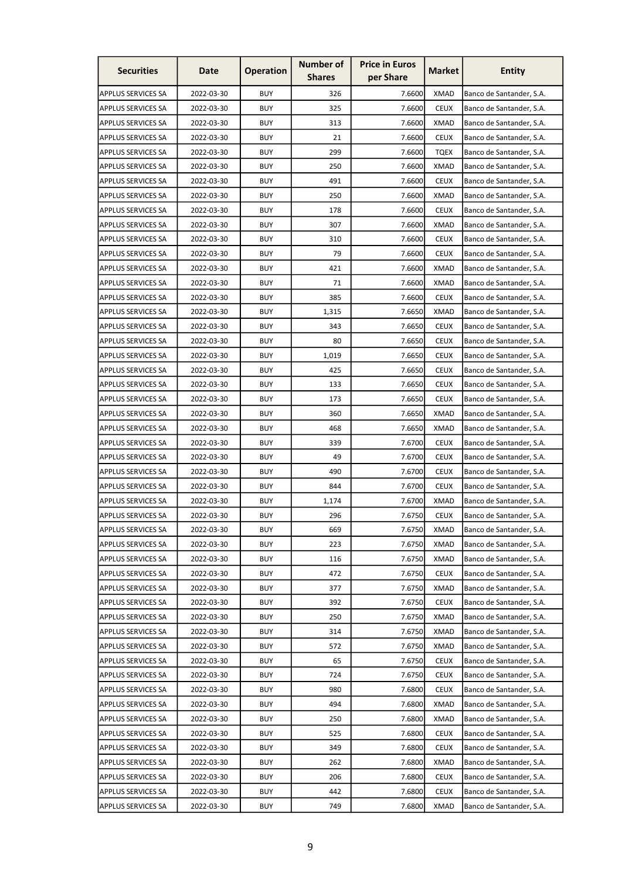| Securities | Date | Operation | Number of Shares | Price in Euros per Share | Market | Entity |
|---|---|---|---|---|---|---|
| APPLUS SERVICES SA | 2022-03-30 | BUY | 326 | 7.6600 | XMAD | Banco de Santander, S.A. |
| APPLUS SERVICES SA | 2022-03-30 | BUY | 325 | 7.6600 | CEUX | Banco de Santander, S.A. |
| APPLUS SERVICES SA | 2022-03-30 | BUY | 313 | 7.6600 | XMAD | Banco de Santander, S.A. |
| APPLUS SERVICES SA | 2022-03-30 | BUY | 21 | 7.6600 | CEUX | Banco de Santander, S.A. |
| APPLUS SERVICES SA | 2022-03-30 | BUY | 299 | 7.6600 | TQEX | Banco de Santander, S.A. |
| APPLUS SERVICES SA | 2022-03-30 | BUY | 250 | 7.6600 | XMAD | Banco de Santander, S.A. |
| APPLUS SERVICES SA | 2022-03-30 | BUY | 491 | 7.6600 | CEUX | Banco de Santander, S.A. |
| APPLUS SERVICES SA | 2022-03-30 | BUY | 250 | 7.6600 | XMAD | Banco de Santander, S.A. |
| APPLUS SERVICES SA | 2022-03-30 | BUY | 178 | 7.6600 | CEUX | Banco de Santander, S.A. |
| APPLUS SERVICES SA | 2022-03-30 | BUY | 307 | 7.6600 | XMAD | Banco de Santander, S.A. |
| APPLUS SERVICES SA | 2022-03-30 | BUY | 310 | 7.6600 | CEUX | Banco de Santander, S.A. |
| APPLUS SERVICES SA | 2022-03-30 | BUY | 79 | 7.6600 | CEUX | Banco de Santander, S.A. |
| APPLUS SERVICES SA | 2022-03-30 | BUY | 421 | 7.6600 | XMAD | Banco de Santander, S.A. |
| APPLUS SERVICES SA | 2022-03-30 | BUY | 71 | 7.6600 | XMAD | Banco de Santander, S.A. |
| APPLUS SERVICES SA | 2022-03-30 | BUY | 385 | 7.6600 | CEUX | Banco de Santander, S.A. |
| APPLUS SERVICES SA | 2022-03-30 | BUY | 1,315 | 7.6650 | XMAD | Banco de Santander, S.A. |
| APPLUS SERVICES SA | 2022-03-30 | BUY | 343 | 7.6650 | CEUX | Banco de Santander, S.A. |
| APPLUS SERVICES SA | 2022-03-30 | BUY | 80 | 7.6650 | CEUX | Banco de Santander, S.A. |
| APPLUS SERVICES SA | 2022-03-30 | BUY | 1,019 | 7.6650 | CEUX | Banco de Santander, S.A. |
| APPLUS SERVICES SA | 2022-03-30 | BUY | 425 | 7.6650 | CEUX | Banco de Santander, S.A. |
| APPLUS SERVICES SA | 2022-03-30 | BUY | 133 | 7.6650 | CEUX | Banco de Santander, S.A. |
| APPLUS SERVICES SA | 2022-03-30 | BUY | 173 | 7.6650 | CEUX | Banco de Santander, S.A. |
| APPLUS SERVICES SA | 2022-03-30 | BUY | 360 | 7.6650 | XMAD | Banco de Santander, S.A. |
| APPLUS SERVICES SA | 2022-03-30 | BUY | 468 | 7.6650 | XMAD | Banco de Santander, S.A. |
| APPLUS SERVICES SA | 2022-03-30 | BUY | 339 | 7.6700 | CEUX | Banco de Santander, S.A. |
| APPLUS SERVICES SA | 2022-03-30 | BUY | 49 | 7.6700 | CEUX | Banco de Santander, S.A. |
| APPLUS SERVICES SA | 2022-03-30 | BUY | 490 | 7.6700 | CEUX | Banco de Santander, S.A. |
| APPLUS SERVICES SA | 2022-03-30 | BUY | 844 | 7.6700 | CEUX | Banco de Santander, S.A. |
| APPLUS SERVICES SA | 2022-03-30 | BUY | 1,174 | 7.6700 | XMAD | Banco de Santander, S.A. |
| APPLUS SERVICES SA | 2022-03-30 | BUY | 296 | 7.6750 | CEUX | Banco de Santander, S.A. |
| APPLUS SERVICES SA | 2022-03-30 | BUY | 669 | 7.6750 | XMAD | Banco de Santander, S.A. |
| APPLUS SERVICES SA | 2022-03-30 | BUY | 223 | 7.6750 | XMAD | Banco de Santander, S.A. |
| APPLUS SERVICES SA | 2022-03-30 | BUY | 116 | 7.6750 | XMAD | Banco de Santander, S.A. |
| APPLUS SERVICES SA | 2022-03-30 | BUY | 472 | 7.6750 | CEUX | Banco de Santander, S.A. |
| APPLUS SERVICES SA | 2022-03-30 | BUY | 377 | 7.6750 | XMAD | Banco de Santander, S.A. |
| APPLUS SERVICES SA | 2022-03-30 | BUY | 392 | 7.6750 | CEUX | Banco de Santander, S.A. |
| APPLUS SERVICES SA | 2022-03-30 | BUY | 250 | 7.6750 | XMAD | Banco de Santander, S.A. |
| APPLUS SERVICES SA | 2022-03-30 | BUY | 314 | 7.6750 | XMAD | Banco de Santander, S.A. |
| APPLUS SERVICES SA | 2022-03-30 | BUY | 572 | 7.6750 | XMAD | Banco de Santander, S.A. |
| APPLUS SERVICES SA | 2022-03-30 | BUY | 65 | 7.6750 | CEUX | Banco de Santander, S.A. |
| APPLUS SERVICES SA | 2022-03-30 | BUY | 724 | 7.6750 | CEUX | Banco de Santander, S.A. |
| APPLUS SERVICES SA | 2022-03-30 | BUY | 980 | 7.6800 | CEUX | Banco de Santander, S.A. |
| APPLUS SERVICES SA | 2022-03-30 | BUY | 494 | 7.6800 | XMAD | Banco de Santander, S.A. |
| APPLUS SERVICES SA | 2022-03-30 | BUY | 250 | 7.6800 | XMAD | Banco de Santander, S.A. |
| APPLUS SERVICES SA | 2022-03-30 | BUY | 525 | 7.6800 | CEUX | Banco de Santander, S.A. |
| APPLUS SERVICES SA | 2022-03-30 | BUY | 349 | 7.6800 | CEUX | Banco de Santander, S.A. |
| APPLUS SERVICES SA | 2022-03-30 | BUY | 262 | 7.6800 | XMAD | Banco de Santander, S.A. |
| APPLUS SERVICES SA | 2022-03-30 | BUY | 206 | 7.6800 | CEUX | Banco de Santander, S.A. |
| APPLUS SERVICES SA | 2022-03-30 | BUY | 442 | 7.6800 | CEUX | Banco de Santander, S.A. |
| APPLUS SERVICES SA | 2022-03-30 | BUY | 749 | 7.6800 | XMAD | Banco de Santander, S.A. |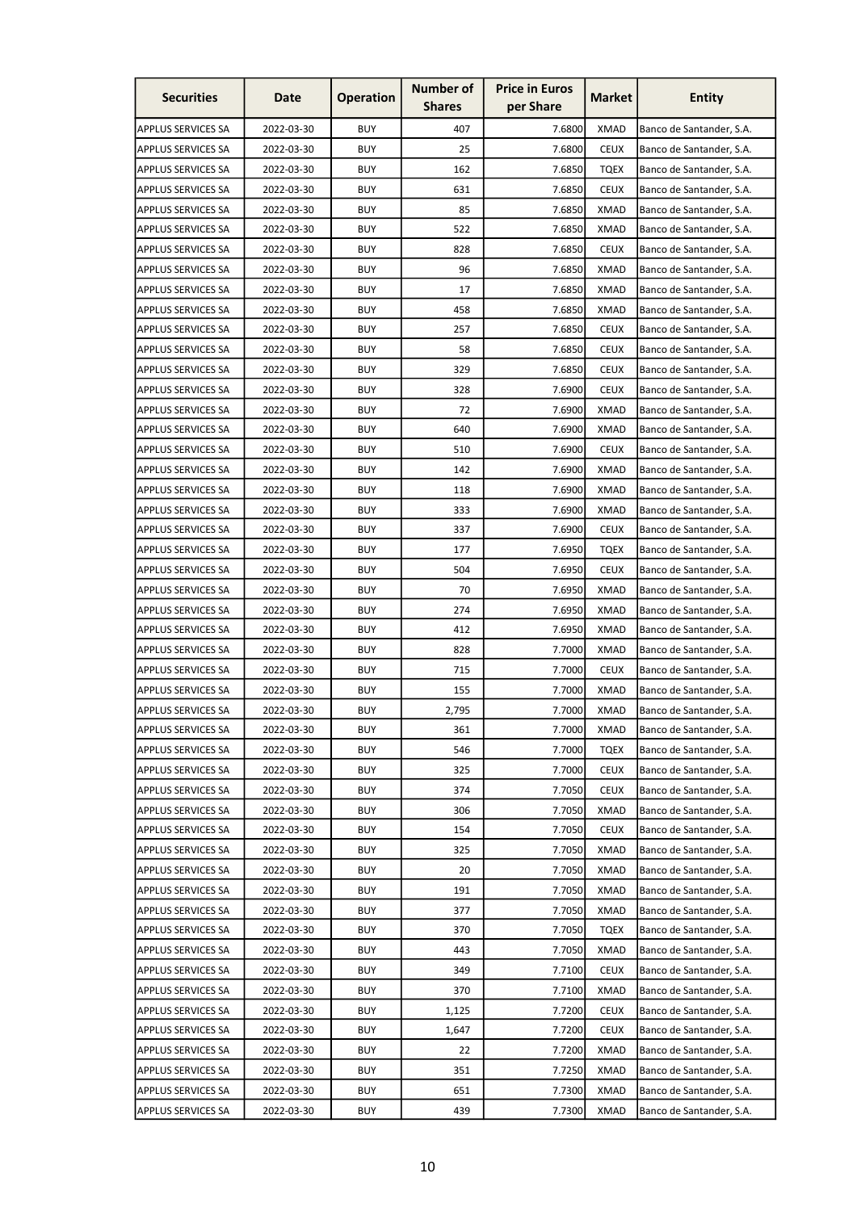| Securities | Date | Operation | Number of Shares | Price in Euros per Share | Market | Entity |
|---|---|---|---|---|---|---|
| APPLUS SERVICES SA | 2022-03-30 | BUY | 407 | 7.6800 | XMAD | Banco de Santander, S.A. |
| APPLUS SERVICES SA | 2022-03-30 | BUY | 25 | 7.6800 | CEUX | Banco de Santander, S.A. |
| APPLUS SERVICES SA | 2022-03-30 | BUY | 162 | 7.6850 | TQEX | Banco de Santander, S.A. |
| APPLUS SERVICES SA | 2022-03-30 | BUY | 631 | 7.6850 | CEUX | Banco de Santander, S.A. |
| APPLUS SERVICES SA | 2022-03-30 | BUY | 85 | 7.6850 | XMAD | Banco de Santander, S.A. |
| APPLUS SERVICES SA | 2022-03-30 | BUY | 522 | 7.6850 | XMAD | Banco de Santander, S.A. |
| APPLUS SERVICES SA | 2022-03-30 | BUY | 828 | 7.6850 | CEUX | Banco de Santander, S.A. |
| APPLUS SERVICES SA | 2022-03-30 | BUY | 96 | 7.6850 | XMAD | Banco de Santander, S.A. |
| APPLUS SERVICES SA | 2022-03-30 | BUY | 17 | 7.6850 | XMAD | Banco de Santander, S.A. |
| APPLUS SERVICES SA | 2022-03-30 | BUY | 458 | 7.6850 | XMAD | Banco de Santander, S.A. |
| APPLUS SERVICES SA | 2022-03-30 | BUY | 257 | 7.6850 | CEUX | Banco de Santander, S.A. |
| APPLUS SERVICES SA | 2022-03-30 | BUY | 58 | 7.6850 | CEUX | Banco de Santander, S.A. |
| APPLUS SERVICES SA | 2022-03-30 | BUY | 329 | 7.6850 | CEUX | Banco de Santander, S.A. |
| APPLUS SERVICES SA | 2022-03-30 | BUY | 328 | 7.6900 | CEUX | Banco de Santander, S.A. |
| APPLUS SERVICES SA | 2022-03-30 | BUY | 72 | 7.6900 | XMAD | Banco de Santander, S.A. |
| APPLUS SERVICES SA | 2022-03-30 | BUY | 640 | 7.6900 | XMAD | Banco de Santander, S.A. |
| APPLUS SERVICES SA | 2022-03-30 | BUY | 510 | 7.6900 | CEUX | Banco de Santander, S.A. |
| APPLUS SERVICES SA | 2022-03-30 | BUY | 142 | 7.6900 | XMAD | Banco de Santander, S.A. |
| APPLUS SERVICES SA | 2022-03-30 | BUY | 118 | 7.6900 | XMAD | Banco de Santander, S.A. |
| APPLUS SERVICES SA | 2022-03-30 | BUY | 333 | 7.6900 | XMAD | Banco de Santander, S.A. |
| APPLUS SERVICES SA | 2022-03-30 | BUY | 337 | 7.6900 | CEUX | Banco de Santander, S.A. |
| APPLUS SERVICES SA | 2022-03-30 | BUY | 177 | 7.6950 | TQEX | Banco de Santander, S.A. |
| APPLUS SERVICES SA | 2022-03-30 | BUY | 504 | 7.6950 | CEUX | Banco de Santander, S.A. |
| APPLUS SERVICES SA | 2022-03-30 | BUY | 70 | 7.6950 | XMAD | Banco de Santander, S.A. |
| APPLUS SERVICES SA | 2022-03-30 | BUY | 274 | 7.6950 | XMAD | Banco de Santander, S.A. |
| APPLUS SERVICES SA | 2022-03-30 | BUY | 412 | 7.6950 | XMAD | Banco de Santander, S.A. |
| APPLUS SERVICES SA | 2022-03-30 | BUY | 828 | 7.7000 | XMAD | Banco de Santander, S.A. |
| APPLUS SERVICES SA | 2022-03-30 | BUY | 715 | 7.7000 | CEUX | Banco de Santander, S.A. |
| APPLUS SERVICES SA | 2022-03-30 | BUY | 155 | 7.7000 | XMAD | Banco de Santander, S.A. |
| APPLUS SERVICES SA | 2022-03-30 | BUY | 2,795 | 7.7000 | XMAD | Banco de Santander, S.A. |
| APPLUS SERVICES SA | 2022-03-30 | BUY | 361 | 7.7000 | XMAD | Banco de Santander, S.A. |
| APPLUS SERVICES SA | 2022-03-30 | BUY | 546 | 7.7000 | TQEX | Banco de Santander, S.A. |
| APPLUS SERVICES SA | 2022-03-30 | BUY | 325 | 7.7000 | CEUX | Banco de Santander, S.A. |
| APPLUS SERVICES SA | 2022-03-30 | BUY | 374 | 7.7050 | CEUX | Banco de Santander, S.A. |
| APPLUS SERVICES SA | 2022-03-30 | BUY | 306 | 7.7050 | XMAD | Banco de Santander, S.A. |
| APPLUS SERVICES SA | 2022-03-30 | BUY | 154 | 7.7050 | CEUX | Banco de Santander, S.A. |
| APPLUS SERVICES SA | 2022-03-30 | BUY | 325 | 7.7050 | XMAD | Banco de Santander, S.A. |
| APPLUS SERVICES SA | 2022-03-30 | BUY | 20 | 7.7050 | XMAD | Banco de Santander, S.A. |
| APPLUS SERVICES SA | 2022-03-30 | BUY | 191 | 7.7050 | XMAD | Banco de Santander, S.A. |
| APPLUS SERVICES SA | 2022-03-30 | BUY | 377 | 7.7050 | XMAD | Banco de Santander, S.A. |
| APPLUS SERVICES SA | 2022-03-30 | BUY | 370 | 7.7050 | TQEX | Banco de Santander, S.A. |
| APPLUS SERVICES SA | 2022-03-30 | BUY | 443 | 7.7050 | XMAD | Banco de Santander, S.A. |
| APPLUS SERVICES SA | 2022-03-30 | BUY | 349 | 7.7100 | CEUX | Banco de Santander, S.A. |
| APPLUS SERVICES SA | 2022-03-30 | BUY | 370 | 7.7100 | XMAD | Banco de Santander, S.A. |
| APPLUS SERVICES SA | 2022-03-30 | BUY | 1,125 | 7.7200 | CEUX | Banco de Santander, S.A. |
| APPLUS SERVICES SA | 2022-03-30 | BUY | 1,647 | 7.7200 | CEUX | Banco de Santander, S.A. |
| APPLUS SERVICES SA | 2022-03-30 | BUY | 22 | 7.7200 | XMAD | Banco de Santander, S.A. |
| APPLUS SERVICES SA | 2022-03-30 | BUY | 351 | 7.7250 | XMAD | Banco de Santander, S.A. |
| APPLUS SERVICES SA | 2022-03-30 | BUY | 651 | 7.7300 | XMAD | Banco de Santander, S.A. |
| APPLUS SERVICES SA | 2022-03-30 | BUY | 439 | 7.7300 | XMAD | Banco de Santander, S.A. |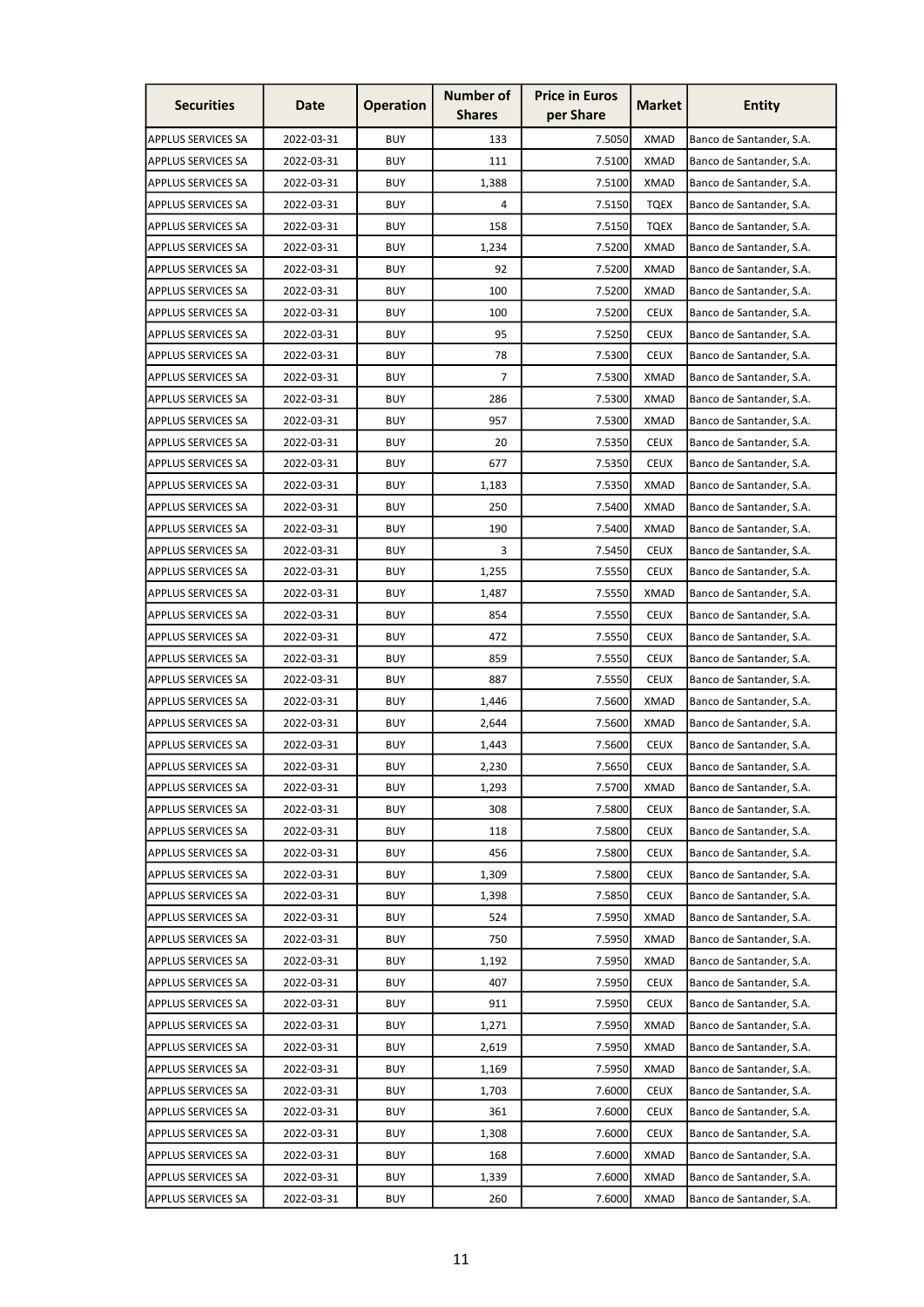| Securities | Date | Operation | Number of Shares | Price in Euros per Share | Market | Entity |
|---|---|---|---|---|---|---|
| APPLUS SERVICES SA | 2022-03-31 | BUY | 133 | 7.5050 | XMAD | Banco de Santander, S.A. |
| APPLUS SERVICES SA | 2022-03-31 | BUY | 111 | 7.5100 | XMAD | Banco de Santander, S.A. |
| APPLUS SERVICES SA | 2022-03-31 | BUY | 1,388 | 7.5100 | XMAD | Banco de Santander, S.A. |
| APPLUS SERVICES SA | 2022-03-31 | BUY | 4 | 7.5150 | TQEX | Banco de Santander, S.A. |
| APPLUS SERVICES SA | 2022-03-31 | BUY | 158 | 7.5150 | TQEX | Banco de Santander, S.A. |
| APPLUS SERVICES SA | 2022-03-31 | BUY | 1,234 | 7.5200 | XMAD | Banco de Santander, S.A. |
| APPLUS SERVICES SA | 2022-03-31 | BUY | 92 | 7.5200 | XMAD | Banco de Santander, S.A. |
| APPLUS SERVICES SA | 2022-03-31 | BUY | 100 | 7.5200 | XMAD | Banco de Santander, S.A. |
| APPLUS SERVICES SA | 2022-03-31 | BUY | 100 | 7.5200 | CEUX | Banco de Santander, S.A. |
| APPLUS SERVICES SA | 2022-03-31 | BUY | 95 | 7.5250 | CEUX | Banco de Santander, S.A. |
| APPLUS SERVICES SA | 2022-03-31 | BUY | 78 | 7.5300 | CEUX | Banco de Santander, S.A. |
| APPLUS SERVICES SA | 2022-03-31 | BUY | 7 | 7.5300 | XMAD | Banco de Santander, S.A. |
| APPLUS SERVICES SA | 2022-03-31 | BUY | 286 | 7.5300 | XMAD | Banco de Santander, S.A. |
| APPLUS SERVICES SA | 2022-03-31 | BUY | 957 | 7.5300 | XMAD | Banco de Santander, S.A. |
| APPLUS SERVICES SA | 2022-03-31 | BUY | 20 | 7.5350 | CEUX | Banco de Santander, S.A. |
| APPLUS SERVICES SA | 2022-03-31 | BUY | 677 | 7.5350 | CEUX | Banco de Santander, S.A. |
| APPLUS SERVICES SA | 2022-03-31 | BUY | 1,183 | 7.5350 | XMAD | Banco de Santander, S.A. |
| APPLUS SERVICES SA | 2022-03-31 | BUY | 250 | 7.5400 | XMAD | Banco de Santander, S.A. |
| APPLUS SERVICES SA | 2022-03-31 | BUY | 190 | 7.5400 | XMAD | Banco de Santander, S.A. |
| APPLUS SERVICES SA | 2022-03-31 | BUY | 3 | 7.5450 | CEUX | Banco de Santander, S.A. |
| APPLUS SERVICES SA | 2022-03-31 | BUY | 1,255 | 7.5550 | CEUX | Banco de Santander, S.A. |
| APPLUS SERVICES SA | 2022-03-31 | BUY | 1,487 | 7.5550 | XMAD | Banco de Santander, S.A. |
| APPLUS SERVICES SA | 2022-03-31 | BUY | 854 | 7.5550 | CEUX | Banco de Santander, S.A. |
| APPLUS SERVICES SA | 2022-03-31 | BUY | 472 | 7.5550 | CEUX | Banco de Santander, S.A. |
| APPLUS SERVICES SA | 2022-03-31 | BUY | 859 | 7.5550 | CEUX | Banco de Santander, S.A. |
| APPLUS SERVICES SA | 2022-03-31 | BUY | 887 | 7.5550 | CEUX | Banco de Santander, S.A. |
| APPLUS SERVICES SA | 2022-03-31 | BUY | 1,446 | 7.5600 | XMAD | Banco de Santander, S.A. |
| APPLUS SERVICES SA | 2022-03-31 | BUY | 2,644 | 7.5600 | XMAD | Banco de Santander, S.A. |
| APPLUS SERVICES SA | 2022-03-31 | BUY | 1,443 | 7.5600 | CEUX | Banco de Santander, S.A. |
| APPLUS SERVICES SA | 2022-03-31 | BUY | 2,230 | 7.5650 | CEUX | Banco de Santander, S.A. |
| APPLUS SERVICES SA | 2022-03-31 | BUY | 1,293 | 7.5700 | XMAD | Banco de Santander, S.A. |
| APPLUS SERVICES SA | 2022-03-31 | BUY | 308 | 7.5800 | CEUX | Banco de Santander, S.A. |
| APPLUS SERVICES SA | 2022-03-31 | BUY | 118 | 7.5800 | CEUX | Banco de Santander, S.A. |
| APPLUS SERVICES SA | 2022-03-31 | BUY | 456 | 7.5800 | CEUX | Banco de Santander, S.A. |
| APPLUS SERVICES SA | 2022-03-31 | BUY | 1,309 | 7.5800 | CEUX | Banco de Santander, S.A. |
| APPLUS SERVICES SA | 2022-03-31 | BUY | 1,398 | 7.5850 | CEUX | Banco de Santander, S.A. |
| APPLUS SERVICES SA | 2022-03-31 | BUY | 524 | 7.5950 | XMAD | Banco de Santander, S.A. |
| APPLUS SERVICES SA | 2022-03-31 | BUY | 750 | 7.5950 | XMAD | Banco de Santander, S.A. |
| APPLUS SERVICES SA | 2022-03-31 | BUY | 1,192 | 7.5950 | XMAD | Banco de Santander, S.A. |
| APPLUS SERVICES SA | 2022-03-31 | BUY | 407 | 7.5950 | CEUX | Banco de Santander, S.A. |
| APPLUS SERVICES SA | 2022-03-31 | BUY | 911 | 7.5950 | CEUX | Banco de Santander, S.A. |
| APPLUS SERVICES SA | 2022-03-31 | BUY | 1,271 | 7.5950 | XMAD | Banco de Santander, S.A. |
| APPLUS SERVICES SA | 2022-03-31 | BUY | 2,619 | 7.5950 | XMAD | Banco de Santander, S.A. |
| APPLUS SERVICES SA | 2022-03-31 | BUY | 1,169 | 7.5950 | XMAD | Banco de Santander, S.A. |
| APPLUS SERVICES SA | 2022-03-31 | BUY | 1,703 | 7.6000 | CEUX | Banco de Santander, S.A. |
| APPLUS SERVICES SA | 2022-03-31 | BUY | 361 | 7.6000 | CEUX | Banco de Santander, S.A. |
| APPLUS SERVICES SA | 2022-03-31 | BUY | 1,308 | 7.6000 | CEUX | Banco de Santander, S.A. |
| APPLUS SERVICES SA | 2022-03-31 | BUY | 168 | 7.6000 | XMAD | Banco de Santander, S.A. |
| APPLUS SERVICES SA | 2022-03-31 | BUY | 1,339 | 7.6000 | XMAD | Banco de Santander, S.A. |
| APPLUS SERVICES SA | 2022-03-31 | BUY | 260 | 7.6000 | XMAD | Banco de Santander, S.A. |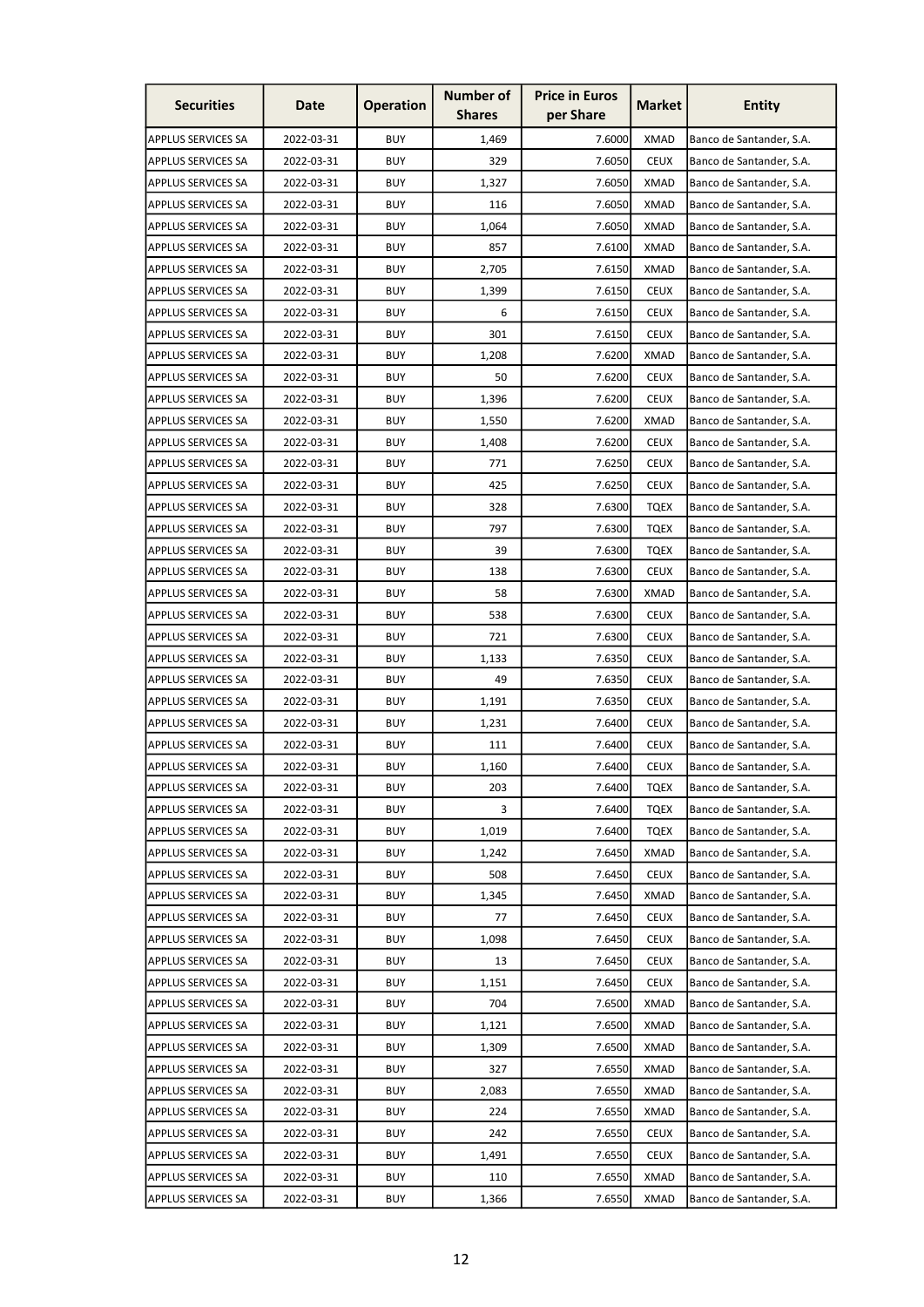| Securities | Date | Operation | Number of Shares | Price in Euros per Share | Market | Entity |
|---|---|---|---|---|---|---|
| APPLUS SERVICES SA | 2022-03-31 | BUY | 1,469 | 7.6000 | XMAD | Banco de Santander, S.A. |
| APPLUS SERVICES SA | 2022-03-31 | BUY | 329 | 7.6050 | CEUX | Banco de Santander, S.A. |
| APPLUS SERVICES SA | 2022-03-31 | BUY | 1,327 | 7.6050 | XMAD | Banco de Santander, S.A. |
| APPLUS SERVICES SA | 2022-03-31 | BUY | 116 | 7.6050 | XMAD | Banco de Santander, S.A. |
| APPLUS SERVICES SA | 2022-03-31 | BUY | 1,064 | 7.6050 | XMAD | Banco de Santander, S.A. |
| APPLUS SERVICES SA | 2022-03-31 | BUY | 857 | 7.6100 | XMAD | Banco de Santander, S.A. |
| APPLUS SERVICES SA | 2022-03-31 | BUY | 2,705 | 7.6150 | XMAD | Banco de Santander, S.A. |
| APPLUS SERVICES SA | 2022-03-31 | BUY | 1,399 | 7.6150 | CEUX | Banco de Santander, S.A. |
| APPLUS SERVICES SA | 2022-03-31 | BUY | 6 | 7.6150 | CEUX | Banco de Santander, S.A. |
| APPLUS SERVICES SA | 2022-03-31 | BUY | 301 | 7.6150 | CEUX | Banco de Santander, S.A. |
| APPLUS SERVICES SA | 2022-03-31 | BUY | 1,208 | 7.6200 | XMAD | Banco de Santander, S.A. |
| APPLUS SERVICES SA | 2022-03-31 | BUY | 50 | 7.6200 | CEUX | Banco de Santander, S.A. |
| APPLUS SERVICES SA | 2022-03-31 | BUY | 1,396 | 7.6200 | CEUX | Banco de Santander, S.A. |
| APPLUS SERVICES SA | 2022-03-31 | BUY | 1,550 | 7.6200 | XMAD | Banco de Santander, S.A. |
| APPLUS SERVICES SA | 2022-03-31 | BUY | 1,408 | 7.6200 | CEUX | Banco de Santander, S.A. |
| APPLUS SERVICES SA | 2022-03-31 | BUY | 771 | 7.6250 | CEUX | Banco de Santander, S.A. |
| APPLUS SERVICES SA | 2022-03-31 | BUY | 425 | 7.6250 | CEUX | Banco de Santander, S.A. |
| APPLUS SERVICES SA | 2022-03-31 | BUY | 328 | 7.6300 | TQEX | Banco de Santander, S.A. |
| APPLUS SERVICES SA | 2022-03-31 | BUY | 797 | 7.6300 | TQEX | Banco de Santander, S.A. |
| APPLUS SERVICES SA | 2022-03-31 | BUY | 39 | 7.6300 | TQEX | Banco de Santander, S.A. |
| APPLUS SERVICES SA | 2022-03-31 | BUY | 138 | 7.6300 | CEUX | Banco de Santander, S.A. |
| APPLUS SERVICES SA | 2022-03-31 | BUY | 58 | 7.6300 | XMAD | Banco de Santander, S.A. |
| APPLUS SERVICES SA | 2022-03-31 | BUY | 538 | 7.6300 | CEUX | Banco de Santander, S.A. |
| APPLUS SERVICES SA | 2022-03-31 | BUY | 721 | 7.6300 | CEUX | Banco de Santander, S.A. |
| APPLUS SERVICES SA | 2022-03-31 | BUY | 1,133 | 7.6350 | CEUX | Banco de Santander, S.A. |
| APPLUS SERVICES SA | 2022-03-31 | BUY | 49 | 7.6350 | CEUX | Banco de Santander, S.A. |
| APPLUS SERVICES SA | 2022-03-31 | BUY | 1,191 | 7.6350 | CEUX | Banco de Santander, S.A. |
| APPLUS SERVICES SA | 2022-03-31 | BUY | 1,231 | 7.6400 | CEUX | Banco de Santander, S.A. |
| APPLUS SERVICES SA | 2022-03-31 | BUY | 111 | 7.6400 | CEUX | Banco de Santander, S.A. |
| APPLUS SERVICES SA | 2022-03-31 | BUY | 1,160 | 7.6400 | CEUX | Banco de Santander, S.A. |
| APPLUS SERVICES SA | 2022-03-31 | BUY | 203 | 7.6400 | TQEX | Banco de Santander, S.A. |
| APPLUS SERVICES SA | 2022-03-31 | BUY | 3 | 7.6400 | TQEX | Banco de Santander, S.A. |
| APPLUS SERVICES SA | 2022-03-31 | BUY | 1,019 | 7.6400 | TQEX | Banco de Santander, S.A. |
| APPLUS SERVICES SA | 2022-03-31 | BUY | 1,242 | 7.6450 | XMAD | Banco de Santander, S.A. |
| APPLUS SERVICES SA | 2022-03-31 | BUY | 508 | 7.6450 | CEUX | Banco de Santander, S.A. |
| APPLUS SERVICES SA | 2022-03-31 | BUY | 1,345 | 7.6450 | XMAD | Banco de Santander, S.A. |
| APPLUS SERVICES SA | 2022-03-31 | BUY | 77 | 7.6450 | CEUX | Banco de Santander, S.A. |
| APPLUS SERVICES SA | 2022-03-31 | BUY | 1,098 | 7.6450 | CEUX | Banco de Santander, S.A. |
| APPLUS SERVICES SA | 2022-03-31 | BUY | 13 | 7.6450 | CEUX | Banco de Santander, S.A. |
| APPLUS SERVICES SA | 2022-03-31 | BUY | 1,151 | 7.6450 | CEUX | Banco de Santander, S.A. |
| APPLUS SERVICES SA | 2022-03-31 | BUY | 704 | 7.6500 | XMAD | Banco de Santander, S.A. |
| APPLUS SERVICES SA | 2022-03-31 | BUY | 1,121 | 7.6500 | XMAD | Banco de Santander, S.A. |
| APPLUS SERVICES SA | 2022-03-31 | BUY | 1,309 | 7.6500 | XMAD | Banco de Santander, S.A. |
| APPLUS SERVICES SA | 2022-03-31 | BUY | 327 | 7.6550 | XMAD | Banco de Santander, S.A. |
| APPLUS SERVICES SA | 2022-03-31 | BUY | 2,083 | 7.6550 | XMAD | Banco de Santander, S.A. |
| APPLUS SERVICES SA | 2022-03-31 | BUY | 224 | 7.6550 | XMAD | Banco de Santander, S.A. |
| APPLUS SERVICES SA | 2022-03-31 | BUY | 242 | 7.6550 | CEUX | Banco de Santander, S.A. |
| APPLUS SERVICES SA | 2022-03-31 | BUY | 1,491 | 7.6550 | CEUX | Banco de Santander, S.A. |
| APPLUS SERVICES SA | 2022-03-31 | BUY | 110 | 7.6550 | XMAD | Banco de Santander, S.A. |
| APPLUS SERVICES SA | 2022-03-31 | BUY | 1,366 | 7.6550 | XMAD | Banco de Santander, S.A. |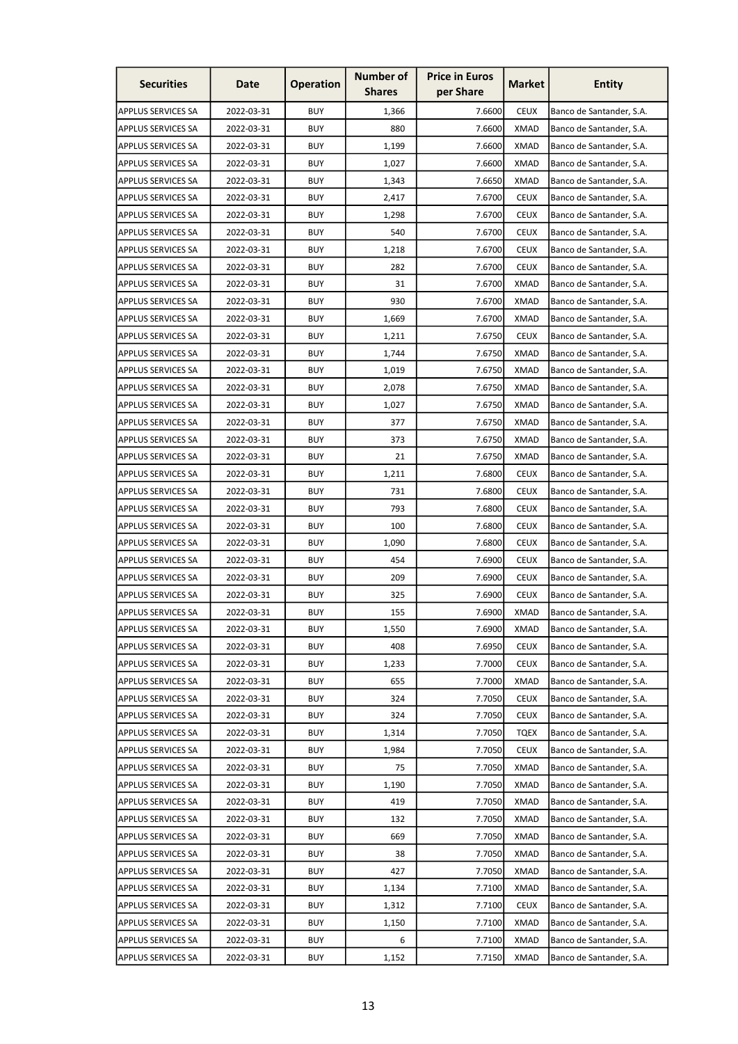| Securities | Date | Operation | Number of Shares | Price in Euros per Share | Market | Entity |
|---|---|---|---|---|---|---|
| APPLUS SERVICES SA | 2022-03-31 | BUY | 1,366 | 7.6600 | CEUX | Banco de Santander, S.A. |
| APPLUS SERVICES SA | 2022-03-31 | BUY | 880 | 7.6600 | XMAD | Banco de Santander, S.A. |
| APPLUS SERVICES SA | 2022-03-31 | BUY | 1,199 | 7.6600 | XMAD | Banco de Santander, S.A. |
| APPLUS SERVICES SA | 2022-03-31 | BUY | 1,027 | 7.6600 | XMAD | Banco de Santander, S.A. |
| APPLUS SERVICES SA | 2022-03-31 | BUY | 1,343 | 7.6650 | XMAD | Banco de Santander, S.A. |
| APPLUS SERVICES SA | 2022-03-31 | BUY | 2,417 | 7.6700 | CEUX | Banco de Santander, S.A. |
| APPLUS SERVICES SA | 2022-03-31 | BUY | 1,298 | 7.6700 | CEUX | Banco de Santander, S.A. |
| APPLUS SERVICES SA | 2022-03-31 | BUY | 540 | 7.6700 | CEUX | Banco de Santander, S.A. |
| APPLUS SERVICES SA | 2022-03-31 | BUY | 1,218 | 7.6700 | CEUX | Banco de Santander, S.A. |
| APPLUS SERVICES SA | 2022-03-31 | BUY | 282 | 7.6700 | CEUX | Banco de Santander, S.A. |
| APPLUS SERVICES SA | 2022-03-31 | BUY | 31 | 7.6700 | XMAD | Banco de Santander, S.A. |
| APPLUS SERVICES SA | 2022-03-31 | BUY | 930 | 7.6700 | XMAD | Banco de Santander, S.A. |
| APPLUS SERVICES SA | 2022-03-31 | BUY | 1,669 | 7.6700 | XMAD | Banco de Santander, S.A. |
| APPLUS SERVICES SA | 2022-03-31 | BUY | 1,211 | 7.6750 | CEUX | Banco de Santander, S.A. |
| APPLUS SERVICES SA | 2022-03-31 | BUY | 1,744 | 7.6750 | XMAD | Banco de Santander, S.A. |
| APPLUS SERVICES SA | 2022-03-31 | BUY | 1,019 | 7.6750 | XMAD | Banco de Santander, S.A. |
| APPLUS SERVICES SA | 2022-03-31 | BUY | 2,078 | 7.6750 | XMAD | Banco de Santander, S.A. |
| APPLUS SERVICES SA | 2022-03-31 | BUY | 1,027 | 7.6750 | XMAD | Banco de Santander, S.A. |
| APPLUS SERVICES SA | 2022-03-31 | BUY | 377 | 7.6750 | XMAD | Banco de Santander, S.A. |
| APPLUS SERVICES SA | 2022-03-31 | BUY | 373 | 7.6750 | XMAD | Banco de Santander, S.A. |
| APPLUS SERVICES SA | 2022-03-31 | BUY | 21 | 7.6750 | XMAD | Banco de Santander, S.A. |
| APPLUS SERVICES SA | 2022-03-31 | BUY | 1,211 | 7.6800 | CEUX | Banco de Santander, S.A. |
| APPLUS SERVICES SA | 2022-03-31 | BUY | 731 | 7.6800 | CEUX | Banco de Santander, S.A. |
| APPLUS SERVICES SA | 2022-03-31 | BUY | 793 | 7.6800 | CEUX | Banco de Santander, S.A. |
| APPLUS SERVICES SA | 2022-03-31 | BUY | 100 | 7.6800 | CEUX | Banco de Santander, S.A. |
| APPLUS SERVICES SA | 2022-03-31 | BUY | 1,090 | 7.6800 | CEUX | Banco de Santander, S.A. |
| APPLUS SERVICES SA | 2022-03-31 | BUY | 454 | 7.6900 | CEUX | Banco de Santander, S.A. |
| APPLUS SERVICES SA | 2022-03-31 | BUY | 209 | 7.6900 | CEUX | Banco de Santander, S.A. |
| APPLUS SERVICES SA | 2022-03-31 | BUY | 325 | 7.6900 | CEUX | Banco de Santander, S.A. |
| APPLUS SERVICES SA | 2022-03-31 | BUY | 155 | 7.6900 | XMAD | Banco de Santander, S.A. |
| APPLUS SERVICES SA | 2022-03-31 | BUY | 1,550 | 7.6900 | XMAD | Banco de Santander, S.A. |
| APPLUS SERVICES SA | 2022-03-31 | BUY | 408 | 7.6950 | CEUX | Banco de Santander, S.A. |
| APPLUS SERVICES SA | 2022-03-31 | BUY | 1,233 | 7.7000 | CEUX | Banco de Santander, S.A. |
| APPLUS SERVICES SA | 2022-03-31 | BUY | 655 | 7.7000 | XMAD | Banco de Santander, S.A. |
| APPLUS SERVICES SA | 2022-03-31 | BUY | 324 | 7.7050 | CEUX | Banco de Santander, S.A. |
| APPLUS SERVICES SA | 2022-03-31 | BUY | 324 | 7.7050 | CEUX | Banco de Santander, S.A. |
| APPLUS SERVICES SA | 2022-03-31 | BUY | 1,314 | 7.7050 | TQEX | Banco de Santander, S.A. |
| APPLUS SERVICES SA | 2022-03-31 | BUY | 1,984 | 7.7050 | CEUX | Banco de Santander, S.A. |
| APPLUS SERVICES SA | 2022-03-31 | BUY | 75 | 7.7050 | XMAD | Banco de Santander, S.A. |
| APPLUS SERVICES SA | 2022-03-31 | BUY | 1,190 | 7.7050 | XMAD | Banco de Santander, S.A. |
| APPLUS SERVICES SA | 2022-03-31 | BUY | 419 | 7.7050 | XMAD | Banco de Santander, S.A. |
| APPLUS SERVICES SA | 2022-03-31 | BUY | 132 | 7.7050 | XMAD | Banco de Santander, S.A. |
| APPLUS SERVICES SA | 2022-03-31 | BUY | 669 | 7.7050 | XMAD | Banco de Santander, S.A. |
| APPLUS SERVICES SA | 2022-03-31 | BUY | 38 | 7.7050 | XMAD | Banco de Santander, S.A. |
| APPLUS SERVICES SA | 2022-03-31 | BUY | 427 | 7.7050 | XMAD | Banco de Santander, S.A. |
| APPLUS SERVICES SA | 2022-03-31 | BUY | 1,134 | 7.7100 | XMAD | Banco de Santander, S.A. |
| APPLUS SERVICES SA | 2022-03-31 | BUY | 1,312 | 7.7100 | CEUX | Banco de Santander, S.A. |
| APPLUS SERVICES SA | 2022-03-31 | BUY | 1,150 | 7.7100 | XMAD | Banco de Santander, S.A. |
| APPLUS SERVICES SA | 2022-03-31 | BUY | 6 | 7.7100 | XMAD | Banco de Santander, S.A. |
| APPLUS SERVICES SA | 2022-03-31 | BUY | 1,152 | 7.7150 | XMAD | Banco de Santander, S.A. |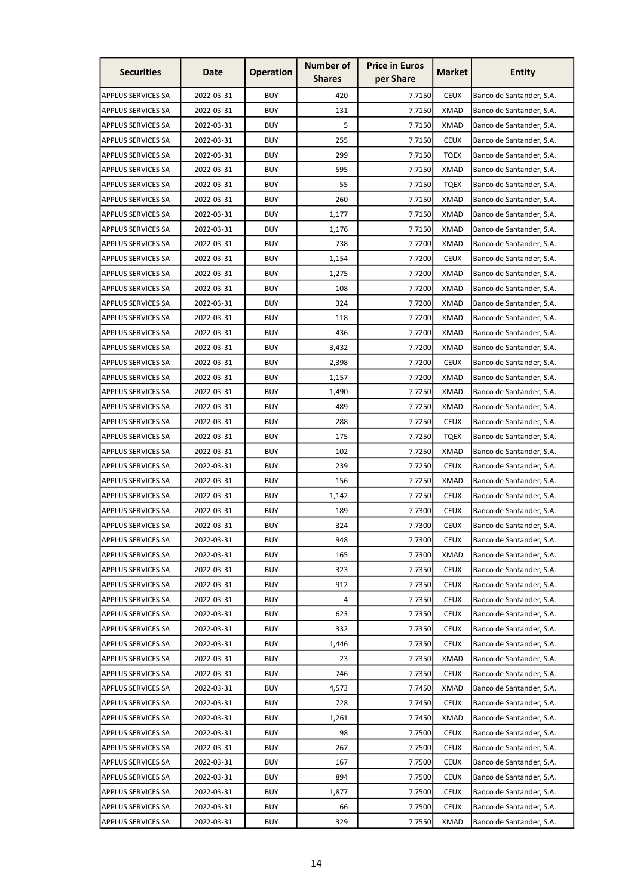| Securities | Date | Operation | Number of Shares | Price in Euros per Share | Market | Entity |
|---|---|---|---|---|---|---|
| APPLUS SERVICES SA | 2022-03-31 | BUY | 420 | 7.7150 | CEUX | Banco de Santander, S.A. |
| APPLUS SERVICES SA | 2022-03-31 | BUY | 131 | 7.7150 | XMAD | Banco de Santander, S.A. |
| APPLUS SERVICES SA | 2022-03-31 | BUY | 5 | 7.7150 | XMAD | Banco de Santander, S.A. |
| APPLUS SERVICES SA | 2022-03-31 | BUY | 255 | 7.7150 | CEUX | Banco de Santander, S.A. |
| APPLUS SERVICES SA | 2022-03-31 | BUY | 299 | 7.7150 | TQEX | Banco de Santander, S.A. |
| APPLUS SERVICES SA | 2022-03-31 | BUY | 595 | 7.7150 | XMAD | Banco de Santander, S.A. |
| APPLUS SERVICES SA | 2022-03-31 | BUY | 55 | 7.7150 | TQEX | Banco de Santander, S.A. |
| APPLUS SERVICES SA | 2022-03-31 | BUY | 260 | 7.7150 | XMAD | Banco de Santander, S.A. |
| APPLUS SERVICES SA | 2022-03-31 | BUY | 1,177 | 7.7150 | XMAD | Banco de Santander, S.A. |
| APPLUS SERVICES SA | 2022-03-31 | BUY | 1,176 | 7.7150 | XMAD | Banco de Santander, S.A. |
| APPLUS SERVICES SA | 2022-03-31 | BUY | 738 | 7.7200 | XMAD | Banco de Santander, S.A. |
| APPLUS SERVICES SA | 2022-03-31 | BUY | 1,154 | 7.7200 | CEUX | Banco de Santander, S.A. |
| APPLUS SERVICES SA | 2022-03-31 | BUY | 1,275 | 7.7200 | XMAD | Banco de Santander, S.A. |
| APPLUS SERVICES SA | 2022-03-31 | BUY | 108 | 7.7200 | XMAD | Banco de Santander, S.A. |
| APPLUS SERVICES SA | 2022-03-31 | BUY | 324 | 7.7200 | XMAD | Banco de Santander, S.A. |
| APPLUS SERVICES SA | 2022-03-31 | BUY | 118 | 7.7200 | XMAD | Banco de Santander, S.A. |
| APPLUS SERVICES SA | 2022-03-31 | BUY | 436 | 7.7200 | XMAD | Banco de Santander, S.A. |
| APPLUS SERVICES SA | 2022-03-31 | BUY | 3,432 | 7.7200 | XMAD | Banco de Santander, S.A. |
| APPLUS SERVICES SA | 2022-03-31 | BUY | 2,398 | 7.7200 | CEUX | Banco de Santander, S.A. |
| APPLUS SERVICES SA | 2022-03-31 | BUY | 1,157 | 7.7200 | XMAD | Banco de Santander, S.A. |
| APPLUS SERVICES SA | 2022-03-31 | BUY | 1,490 | 7.7250 | XMAD | Banco de Santander, S.A. |
| APPLUS SERVICES SA | 2022-03-31 | BUY | 489 | 7.7250 | XMAD | Banco de Santander, S.A. |
| APPLUS SERVICES SA | 2022-03-31 | BUY | 288 | 7.7250 | CEUX | Banco de Santander, S.A. |
| APPLUS SERVICES SA | 2022-03-31 | BUY | 175 | 7.7250 | TQEX | Banco de Santander, S.A. |
| APPLUS SERVICES SA | 2022-03-31 | BUY | 102 | 7.7250 | XMAD | Banco de Santander, S.A. |
| APPLUS SERVICES SA | 2022-03-31 | BUY | 239 | 7.7250 | CEUX | Banco de Santander, S.A. |
| APPLUS SERVICES SA | 2022-03-31 | BUY | 156 | 7.7250 | XMAD | Banco de Santander, S.A. |
| APPLUS SERVICES SA | 2022-03-31 | BUY | 1,142 | 7.7250 | CEUX | Banco de Santander, S.A. |
| APPLUS SERVICES SA | 2022-03-31 | BUY | 189 | 7.7300 | CEUX | Banco de Santander, S.A. |
| APPLUS SERVICES SA | 2022-03-31 | BUY | 324 | 7.7300 | CEUX | Banco de Santander, S.A. |
| APPLUS SERVICES SA | 2022-03-31 | BUY | 948 | 7.7300 | CEUX | Banco de Santander, S.A. |
| APPLUS SERVICES SA | 2022-03-31 | BUY | 165 | 7.7300 | XMAD | Banco de Santander, S.A. |
| APPLUS SERVICES SA | 2022-03-31 | BUY | 323 | 7.7350 | CEUX | Banco de Santander, S.A. |
| APPLUS SERVICES SA | 2022-03-31 | BUY | 912 | 7.7350 | CEUX | Banco de Santander, S.A. |
| APPLUS SERVICES SA | 2022-03-31 | BUY | 4 | 7.7350 | CEUX | Banco de Santander, S.A. |
| APPLUS SERVICES SA | 2022-03-31 | BUY | 623 | 7.7350 | CEUX | Banco de Santander, S.A. |
| APPLUS SERVICES SA | 2022-03-31 | BUY | 332 | 7.7350 | CEUX | Banco de Santander, S.A. |
| APPLUS SERVICES SA | 2022-03-31 | BUY | 1,446 | 7.7350 | CEUX | Banco de Santander, S.A. |
| APPLUS SERVICES SA | 2022-03-31 | BUY | 23 | 7.7350 | XMAD | Banco de Santander, S.A. |
| APPLUS SERVICES SA | 2022-03-31 | BUY | 746 | 7.7350 | CEUX | Banco de Santander, S.A. |
| APPLUS SERVICES SA | 2022-03-31 | BUY | 4,573 | 7.7450 | XMAD | Banco de Santander, S.A. |
| APPLUS SERVICES SA | 2022-03-31 | BUY | 728 | 7.7450 | CEUX | Banco de Santander, S.A. |
| APPLUS SERVICES SA | 2022-03-31 | BUY | 1,261 | 7.7450 | XMAD | Banco de Santander, S.A. |
| APPLUS SERVICES SA | 2022-03-31 | BUY | 98 | 7.7500 | CEUX | Banco de Santander, S.A. |
| APPLUS SERVICES SA | 2022-03-31 | BUY | 267 | 7.7500 | CEUX | Banco de Santander, S.A. |
| APPLUS SERVICES SA | 2022-03-31 | BUY | 167 | 7.7500 | CEUX | Banco de Santander, S.A. |
| APPLUS SERVICES SA | 2022-03-31 | BUY | 894 | 7.7500 | CEUX | Banco de Santander, S.A. |
| APPLUS SERVICES SA | 2022-03-31 | BUY | 1,877 | 7.7500 | CEUX | Banco de Santander, S.A. |
| APPLUS SERVICES SA | 2022-03-31 | BUY | 66 | 7.7500 | CEUX | Banco de Santander, S.A. |
| APPLUS SERVICES SA | 2022-03-31 | BUY | 329 | 7.7550 | XMAD | Banco de Santander, S.A. |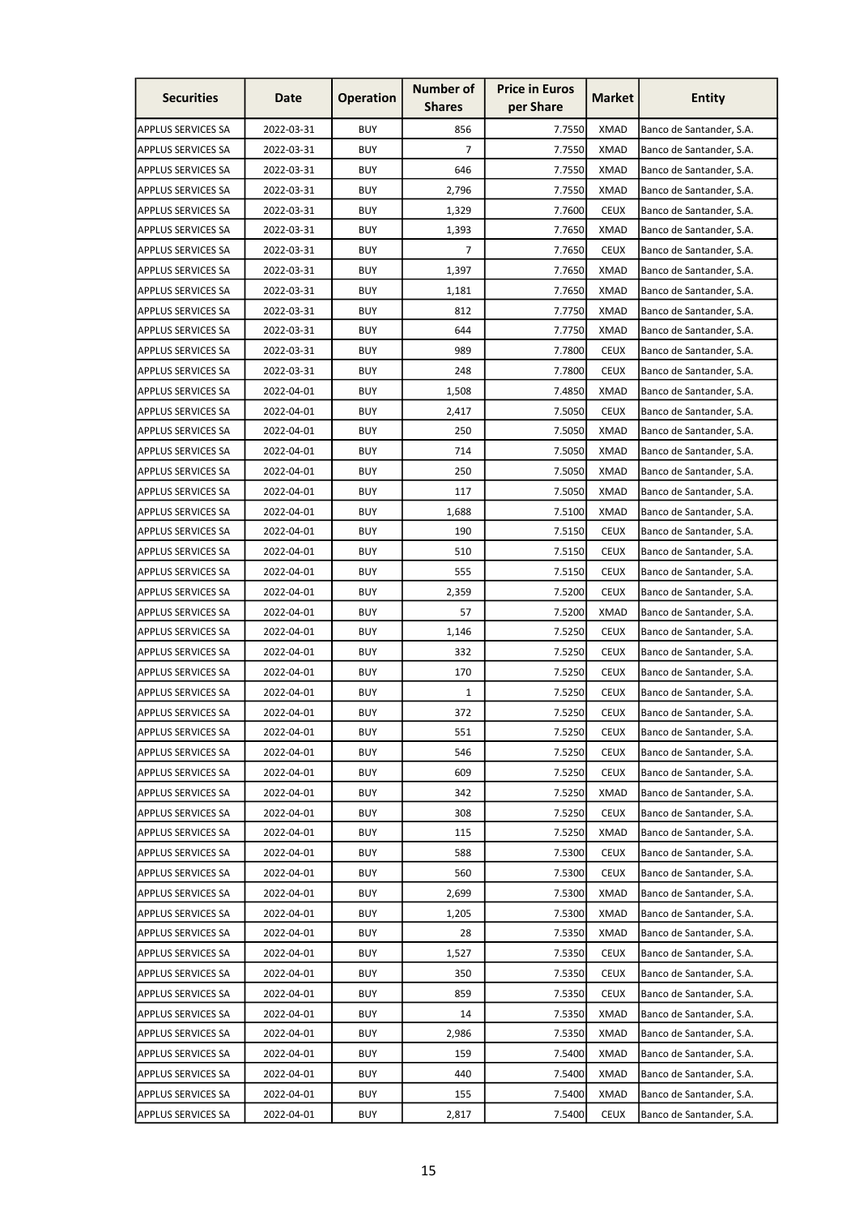| Securities | Date | Operation | Number of Shares | Price in Euros per Share | Market | Entity |
|---|---|---|---|---|---|---|
| APPLUS SERVICES SA | 2022-03-31 | BUY | 856 | 7.7550 | XMAD | Banco de Santander, S.A. |
| APPLUS SERVICES SA | 2022-03-31 | BUY | 7 | 7.7550 | XMAD | Banco de Santander, S.A. |
| APPLUS SERVICES SA | 2022-03-31 | BUY | 646 | 7.7550 | XMAD | Banco de Santander, S.A. |
| APPLUS SERVICES SA | 2022-03-31 | BUY | 2,796 | 7.7550 | XMAD | Banco de Santander, S.A. |
| APPLUS SERVICES SA | 2022-03-31 | BUY | 1,329 | 7.7600 | CEUX | Banco de Santander, S.A. |
| APPLUS SERVICES SA | 2022-03-31 | BUY | 1,393 | 7.7650 | XMAD | Banco de Santander, S.A. |
| APPLUS SERVICES SA | 2022-03-31 | BUY | 7 | 7.7650 | CEUX | Banco de Santander, S.A. |
| APPLUS SERVICES SA | 2022-03-31 | BUY | 1,397 | 7.7650 | XMAD | Banco de Santander, S.A. |
| APPLUS SERVICES SA | 2022-03-31 | BUY | 1,181 | 7.7650 | XMAD | Banco de Santander, S.A. |
| APPLUS SERVICES SA | 2022-03-31 | BUY | 812 | 7.7750 | XMAD | Banco de Santander, S.A. |
| APPLUS SERVICES SA | 2022-03-31 | BUY | 644 | 7.7750 | XMAD | Banco de Santander, S.A. |
| APPLUS SERVICES SA | 2022-03-31 | BUY | 989 | 7.7800 | CEUX | Banco de Santander, S.A. |
| APPLUS SERVICES SA | 2022-03-31 | BUY | 248 | 7.7800 | CEUX | Banco de Santander, S.A. |
| APPLUS SERVICES SA | 2022-04-01 | BUY | 1,508 | 7.4850 | XMAD | Banco de Santander, S.A. |
| APPLUS SERVICES SA | 2022-04-01 | BUY | 2,417 | 7.5050 | CEUX | Banco de Santander, S.A. |
| APPLUS SERVICES SA | 2022-04-01 | BUY | 250 | 7.5050 | XMAD | Banco de Santander, S.A. |
| APPLUS SERVICES SA | 2022-04-01 | BUY | 714 | 7.5050 | XMAD | Banco de Santander, S.A. |
| APPLUS SERVICES SA | 2022-04-01 | BUY | 250 | 7.5050 | XMAD | Banco de Santander, S.A. |
| APPLUS SERVICES SA | 2022-04-01 | BUY | 117 | 7.5050 | XMAD | Banco de Santander, S.A. |
| APPLUS SERVICES SA | 2022-04-01 | BUY | 1,688 | 7.5100 | XMAD | Banco de Santander, S.A. |
| APPLUS SERVICES SA | 2022-04-01 | BUY | 190 | 7.5150 | CEUX | Banco de Santander, S.A. |
| APPLUS SERVICES SA | 2022-04-01 | BUY | 510 | 7.5150 | CEUX | Banco de Santander, S.A. |
| APPLUS SERVICES SA | 2022-04-01 | BUY | 555 | 7.5150 | CEUX | Banco de Santander, S.A. |
| APPLUS SERVICES SA | 2022-04-01 | BUY | 2,359 | 7.5200 | CEUX | Banco de Santander, S.A. |
| APPLUS SERVICES SA | 2022-04-01 | BUY | 57 | 7.5200 | XMAD | Banco de Santander, S.A. |
| APPLUS SERVICES SA | 2022-04-01 | BUY | 1,146 | 7.5250 | CEUX | Banco de Santander, S.A. |
| APPLUS SERVICES SA | 2022-04-01 | BUY | 332 | 7.5250 | CEUX | Banco de Santander, S.A. |
| APPLUS SERVICES SA | 2022-04-01 | BUY | 170 | 7.5250 | CEUX | Banco de Santander, S.A. |
| APPLUS SERVICES SA | 2022-04-01 | BUY | 1 | 7.5250 | CEUX | Banco de Santander, S.A. |
| APPLUS SERVICES SA | 2022-04-01 | BUY | 372 | 7.5250 | CEUX | Banco de Santander, S.A. |
| APPLUS SERVICES SA | 2022-04-01 | BUY | 551 | 7.5250 | CEUX | Banco de Santander, S.A. |
| APPLUS SERVICES SA | 2022-04-01 | BUY | 546 | 7.5250 | CEUX | Banco de Santander, S.A. |
| APPLUS SERVICES SA | 2022-04-01 | BUY | 609 | 7.5250 | CEUX | Banco de Santander, S.A. |
| APPLUS SERVICES SA | 2022-04-01 | BUY | 342 | 7.5250 | XMAD | Banco de Santander, S.A. |
| APPLUS SERVICES SA | 2022-04-01 | BUY | 308 | 7.5250 | CEUX | Banco de Santander, S.A. |
| APPLUS SERVICES SA | 2022-04-01 | BUY | 115 | 7.5250 | XMAD | Banco de Santander, S.A. |
| APPLUS SERVICES SA | 2022-04-01 | BUY | 588 | 7.5300 | CEUX | Banco de Santander, S.A. |
| APPLUS SERVICES SA | 2022-04-01 | BUY | 560 | 7.5300 | CEUX | Banco de Santander, S.A. |
| APPLUS SERVICES SA | 2022-04-01 | BUY | 2,699 | 7.5300 | XMAD | Banco de Santander, S.A. |
| APPLUS SERVICES SA | 2022-04-01 | BUY | 1,205 | 7.5300 | XMAD | Banco de Santander, S.A. |
| APPLUS SERVICES SA | 2022-04-01 | BUY | 28 | 7.5350 | XMAD | Banco de Santander, S.A. |
| APPLUS SERVICES SA | 2022-04-01 | BUY | 1,527 | 7.5350 | CEUX | Banco de Santander, S.A. |
| APPLUS SERVICES SA | 2022-04-01 | BUY | 350 | 7.5350 | CEUX | Banco de Santander, S.A. |
| APPLUS SERVICES SA | 2022-04-01 | BUY | 859 | 7.5350 | CEUX | Banco de Santander, S.A. |
| APPLUS SERVICES SA | 2022-04-01 | BUY | 14 | 7.5350 | XMAD | Banco de Santander, S.A. |
| APPLUS SERVICES SA | 2022-04-01 | BUY | 2,986 | 7.5350 | XMAD | Banco de Santander, S.A. |
| APPLUS SERVICES SA | 2022-04-01 | BUY | 159 | 7.5400 | XMAD | Banco de Santander, S.A. |
| APPLUS SERVICES SA | 2022-04-01 | BUY | 440 | 7.5400 | XMAD | Banco de Santander, S.A. |
| APPLUS SERVICES SA | 2022-04-01 | BUY | 155 | 7.5400 | XMAD | Banco de Santander, S.A. |
| APPLUS SERVICES SA | 2022-04-01 | BUY | 2,817 | 7.5400 | CEUX | Banco de Santander, S.A. |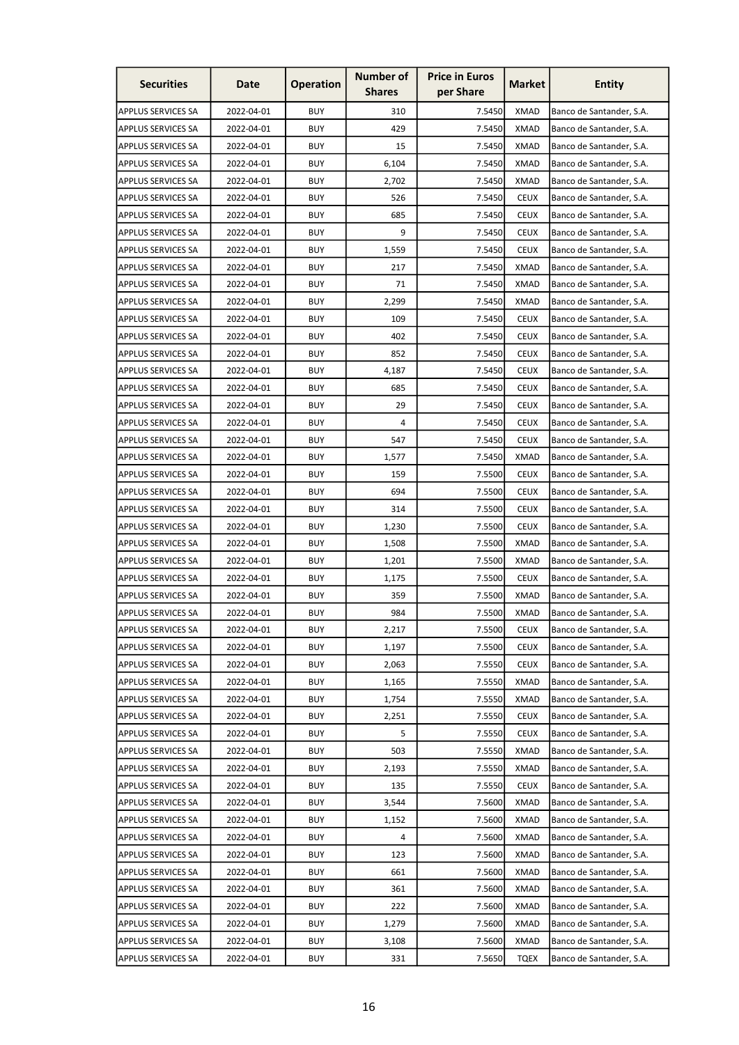| Securities | Date | Operation | Number of Shares | Price in Euros per Share | Market | Entity |
|---|---|---|---|---|---|---|
| APPLUS SERVICES SA | 2022-04-01 | BUY | 310 | 7.5450 | XMAD | Banco de Santander, S.A. |
| APPLUS SERVICES SA | 2022-04-01 | BUY | 429 | 7.5450 | XMAD | Banco de Santander, S.A. |
| APPLUS SERVICES SA | 2022-04-01 | BUY | 15 | 7.5450 | XMAD | Banco de Santander, S.A. |
| APPLUS SERVICES SA | 2022-04-01 | BUY | 6,104 | 7.5450 | XMAD | Banco de Santander, S.A. |
| APPLUS SERVICES SA | 2022-04-01 | BUY | 2,702 | 7.5450 | XMAD | Banco de Santander, S.A. |
| APPLUS SERVICES SA | 2022-04-01 | BUY | 526 | 7.5450 | CEUX | Banco de Santander, S.A. |
| APPLUS SERVICES SA | 2022-04-01 | BUY | 685 | 7.5450 | CEUX | Banco de Santander, S.A. |
| APPLUS SERVICES SA | 2022-04-01 | BUY | 9 | 7.5450 | CEUX | Banco de Santander, S.A. |
| APPLUS SERVICES SA | 2022-04-01 | BUY | 1,559 | 7.5450 | CEUX | Banco de Santander, S.A. |
| APPLUS SERVICES SA | 2022-04-01 | BUY | 217 | 7.5450 | XMAD | Banco de Santander, S.A. |
| APPLUS SERVICES SA | 2022-04-01 | BUY | 71 | 7.5450 | XMAD | Banco de Santander, S.A. |
| APPLUS SERVICES SA | 2022-04-01 | BUY | 2,299 | 7.5450 | XMAD | Banco de Santander, S.A. |
| APPLUS SERVICES SA | 2022-04-01 | BUY | 109 | 7.5450 | CEUX | Banco de Santander, S.A. |
| APPLUS SERVICES SA | 2022-04-01 | BUY | 402 | 7.5450 | CEUX | Banco de Santander, S.A. |
| APPLUS SERVICES SA | 2022-04-01 | BUY | 852 | 7.5450 | CEUX | Banco de Santander, S.A. |
| APPLUS SERVICES SA | 2022-04-01 | BUY | 4,187 | 7.5450 | CEUX | Banco de Santander, S.A. |
| APPLUS SERVICES SA | 2022-04-01 | BUY | 685 | 7.5450 | CEUX | Banco de Santander, S.A. |
| APPLUS SERVICES SA | 2022-04-01 | BUY | 29 | 7.5450 | CEUX | Banco de Santander, S.A. |
| APPLUS SERVICES SA | 2022-04-01 | BUY | 4 | 7.5450 | CEUX | Banco de Santander, S.A. |
| APPLUS SERVICES SA | 2022-04-01 | BUY | 547 | 7.5450 | CEUX | Banco de Santander, S.A. |
| APPLUS SERVICES SA | 2022-04-01 | BUY | 1,577 | 7.5450 | XMAD | Banco de Santander, S.A. |
| APPLUS SERVICES SA | 2022-04-01 | BUY | 159 | 7.5500 | CEUX | Banco de Santander, S.A. |
| APPLUS SERVICES SA | 2022-04-01 | BUY | 694 | 7.5500 | CEUX | Banco de Santander, S.A. |
| APPLUS SERVICES SA | 2022-04-01 | BUY | 314 | 7.5500 | CEUX | Banco de Santander, S.A. |
| APPLUS SERVICES SA | 2022-04-01 | BUY | 1,230 | 7.5500 | CEUX | Banco de Santander, S.A. |
| APPLUS SERVICES SA | 2022-04-01 | BUY | 1,508 | 7.5500 | XMAD | Banco de Santander, S.A. |
| APPLUS SERVICES SA | 2022-04-01 | BUY | 1,201 | 7.5500 | XMAD | Banco de Santander, S.A. |
| APPLUS SERVICES SA | 2022-04-01 | BUY | 1,175 | 7.5500 | CEUX | Banco de Santander, S.A. |
| APPLUS SERVICES SA | 2022-04-01 | BUY | 359 | 7.5500 | XMAD | Banco de Santander, S.A. |
| APPLUS SERVICES SA | 2022-04-01 | BUY | 984 | 7.5500 | XMAD | Banco de Santander, S.A. |
| APPLUS SERVICES SA | 2022-04-01 | BUY | 2,217 | 7.5500 | CEUX | Banco de Santander, S.A. |
| APPLUS SERVICES SA | 2022-04-01 | BUY | 1,197 | 7.5500 | CEUX | Banco de Santander, S.A. |
| APPLUS SERVICES SA | 2022-04-01 | BUY | 2,063 | 7.5550 | CEUX | Banco de Santander, S.A. |
| APPLUS SERVICES SA | 2022-04-01 | BUY | 1,165 | 7.5550 | XMAD | Banco de Santander, S.A. |
| APPLUS SERVICES SA | 2022-04-01 | BUY | 1,754 | 7.5550 | XMAD | Banco de Santander, S.A. |
| APPLUS SERVICES SA | 2022-04-01 | BUY | 2,251 | 7.5550 | CEUX | Banco de Santander, S.A. |
| APPLUS SERVICES SA | 2022-04-01 | BUY | 5 | 7.5550 | CEUX | Banco de Santander, S.A. |
| APPLUS SERVICES SA | 2022-04-01 | BUY | 503 | 7.5550 | XMAD | Banco de Santander, S.A. |
| APPLUS SERVICES SA | 2022-04-01 | BUY | 2,193 | 7.5550 | XMAD | Banco de Santander, S.A. |
| APPLUS SERVICES SA | 2022-04-01 | BUY | 135 | 7.5550 | CEUX | Banco de Santander, S.A. |
| APPLUS SERVICES SA | 2022-04-01 | BUY | 3,544 | 7.5600 | XMAD | Banco de Santander, S.A. |
| APPLUS SERVICES SA | 2022-04-01 | BUY | 1,152 | 7.5600 | XMAD | Banco de Santander, S.A. |
| APPLUS SERVICES SA | 2022-04-01 | BUY | 4 | 7.5600 | XMAD | Banco de Santander, S.A. |
| APPLUS SERVICES SA | 2022-04-01 | BUY | 123 | 7.5600 | XMAD | Banco de Santander, S.A. |
| APPLUS SERVICES SA | 2022-04-01 | BUY | 661 | 7.5600 | XMAD | Banco de Santander, S.A. |
| APPLUS SERVICES SA | 2022-04-01 | BUY | 361 | 7.5600 | XMAD | Banco de Santander, S.A. |
| APPLUS SERVICES SA | 2022-04-01 | BUY | 222 | 7.5600 | XMAD | Banco de Santander, S.A. |
| APPLUS SERVICES SA | 2022-04-01 | BUY | 1,279 | 7.5600 | XMAD | Banco de Santander, S.A. |
| APPLUS SERVICES SA | 2022-04-01 | BUY | 3,108 | 7.5600 | XMAD | Banco de Santander, S.A. |
| APPLUS SERVICES SA | 2022-04-01 | BUY | 331 | 7.5650 | TQEX | Banco de Santander, S.A. |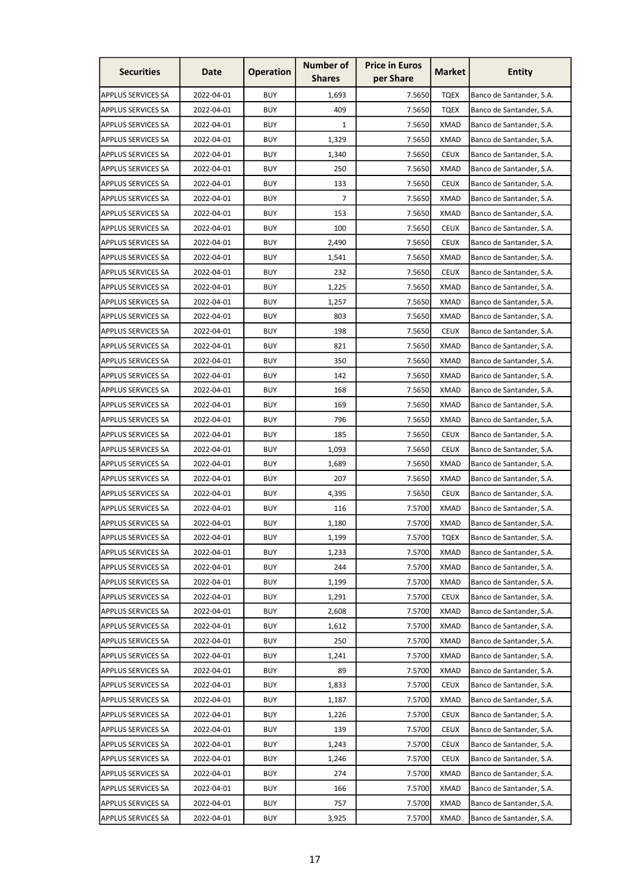| Securities | Date | Operation | Number of Shares | Price in Euros per Share | Market | Entity |
|---|---|---|---|---|---|---|
| APPLUS SERVICES SA | 2022-04-01 | BUY | 1,693 | 7.5650 | TQEX | Banco de Santander, S.A. |
| APPLUS SERVICES SA | 2022-04-01 | BUY | 409 | 7.5650 | TQEX | Banco de Santander, S.A. |
| APPLUS SERVICES SA | 2022-04-01 | BUY | 1 | 7.5650 | XMAD | Banco de Santander, S.A. |
| APPLUS SERVICES SA | 2022-04-01 | BUY | 1,329 | 7.5650 | XMAD | Banco de Santander, S.A. |
| APPLUS SERVICES SA | 2022-04-01 | BUY | 1,340 | 7.5650 | CEUX | Banco de Santander, S.A. |
| APPLUS SERVICES SA | 2022-04-01 | BUY | 250 | 7.5650 | XMAD | Banco de Santander, S.A. |
| APPLUS SERVICES SA | 2022-04-01 | BUY | 133 | 7.5650 | CEUX | Banco de Santander, S.A. |
| APPLUS SERVICES SA | 2022-04-01 | BUY | 7 | 7.5650 | XMAD | Banco de Santander, S.A. |
| APPLUS SERVICES SA | 2022-04-01 | BUY | 153 | 7.5650 | XMAD | Banco de Santander, S.A. |
| APPLUS SERVICES SA | 2022-04-01 | BUY | 100 | 7.5650 | CEUX | Banco de Santander, S.A. |
| APPLUS SERVICES SA | 2022-04-01 | BUY | 2,490 | 7.5650 | CEUX | Banco de Santander, S.A. |
| APPLUS SERVICES SA | 2022-04-01 | BUY | 1,541 | 7.5650 | XMAD | Banco de Santander, S.A. |
| APPLUS SERVICES SA | 2022-04-01 | BUY | 232 | 7.5650 | CEUX | Banco de Santander, S.A. |
| APPLUS SERVICES SA | 2022-04-01 | BUY | 1,225 | 7.5650 | XMAD | Banco de Santander, S.A. |
| APPLUS SERVICES SA | 2022-04-01 | BUY | 1,257 | 7.5650 | XMAD | Banco de Santander, S.A. |
| APPLUS SERVICES SA | 2022-04-01 | BUY | 803 | 7.5650 | XMAD | Banco de Santander, S.A. |
| APPLUS SERVICES SA | 2022-04-01 | BUY | 198 | 7.5650 | CEUX | Banco de Santander, S.A. |
| APPLUS SERVICES SA | 2022-04-01 | BUY | 821 | 7.5650 | XMAD | Banco de Santander, S.A. |
| APPLUS SERVICES SA | 2022-04-01 | BUY | 350 | 7.5650 | XMAD | Banco de Santander, S.A. |
| APPLUS SERVICES SA | 2022-04-01 | BUY | 142 | 7.5650 | XMAD | Banco de Santander, S.A. |
| APPLUS SERVICES SA | 2022-04-01 | BUY | 168 | 7.5650 | XMAD | Banco de Santander, S.A. |
| APPLUS SERVICES SA | 2022-04-01 | BUY | 169 | 7.5650 | XMAD | Banco de Santander, S.A. |
| APPLUS SERVICES SA | 2022-04-01 | BUY | 796 | 7.5650 | XMAD | Banco de Santander, S.A. |
| APPLUS SERVICES SA | 2022-04-01 | BUY | 185 | 7.5650 | CEUX | Banco de Santander, S.A. |
| APPLUS SERVICES SA | 2022-04-01 | BUY | 1,093 | 7.5650 | CEUX | Banco de Santander, S.A. |
| APPLUS SERVICES SA | 2022-04-01 | BUY | 1,689 | 7.5650 | XMAD | Banco de Santander, S.A. |
| APPLUS SERVICES SA | 2022-04-01 | BUY | 207 | 7.5650 | XMAD | Banco de Santander, S.A. |
| APPLUS SERVICES SA | 2022-04-01 | BUY | 4,395 | 7.5650 | CEUX | Banco de Santander, S.A. |
| APPLUS SERVICES SA | 2022-04-01 | BUY | 116 | 7.5700 | XMAD | Banco de Santander, S.A. |
| APPLUS SERVICES SA | 2022-04-01 | BUY | 1,180 | 7.5700 | XMAD | Banco de Santander, S.A. |
| APPLUS SERVICES SA | 2022-04-01 | BUY | 1,199 | 7.5700 | TQEX | Banco de Santander, S.A. |
| APPLUS SERVICES SA | 2022-04-01 | BUY | 1,233 | 7.5700 | XMAD | Banco de Santander, S.A. |
| APPLUS SERVICES SA | 2022-04-01 | BUY | 244 | 7.5700 | XMAD | Banco de Santander, S.A. |
| APPLUS SERVICES SA | 2022-04-01 | BUY | 1,199 | 7.5700 | XMAD | Banco de Santander, S.A. |
| APPLUS SERVICES SA | 2022-04-01 | BUY | 1,291 | 7.5700 | CEUX | Banco de Santander, S.A. |
| APPLUS SERVICES SA | 2022-04-01 | BUY | 2,608 | 7.5700 | XMAD | Banco de Santander, S.A. |
| APPLUS SERVICES SA | 2022-04-01 | BUY | 1,612 | 7.5700 | XMAD | Banco de Santander, S.A. |
| APPLUS SERVICES SA | 2022-04-01 | BUY | 250 | 7.5700 | XMAD | Banco de Santander, S.A. |
| APPLUS SERVICES SA | 2022-04-01 | BUY | 1,241 | 7.5700 | XMAD | Banco de Santander, S.A. |
| APPLUS SERVICES SA | 2022-04-01 | BUY | 89 | 7.5700 | XMAD | Banco de Santander, S.A. |
| APPLUS SERVICES SA | 2022-04-01 | BUY | 1,833 | 7.5700 | CEUX | Banco de Santander, S.A. |
| APPLUS SERVICES SA | 2022-04-01 | BUY | 1,187 | 7.5700 | XMAD | Banco de Santander, S.A. |
| APPLUS SERVICES SA | 2022-04-01 | BUY | 1,226 | 7.5700 | CEUX | Banco de Santander, S.A. |
| APPLUS SERVICES SA | 2022-04-01 | BUY | 139 | 7.5700 | CEUX | Banco de Santander, S.A. |
| APPLUS SERVICES SA | 2022-04-01 | BUY | 1,243 | 7.5700 | CEUX | Banco de Santander, S.A. |
| APPLUS SERVICES SA | 2022-04-01 | BUY | 1,246 | 7.5700 | CEUX | Banco de Santander, S.A. |
| APPLUS SERVICES SA | 2022-04-01 | BUY | 274 | 7.5700 | XMAD | Banco de Santander, S.A. |
| APPLUS SERVICES SA | 2022-04-01 | BUY | 166 | 7.5700 | XMAD | Banco de Santander, S.A. |
| APPLUS SERVICES SA | 2022-04-01 | BUY | 757 | 7.5700 | XMAD | Banco de Santander, S.A. |
| APPLUS SERVICES SA | 2022-04-01 | BUY | 3,925 | 7.5700 | XMAD | Banco de Santander, S.A. |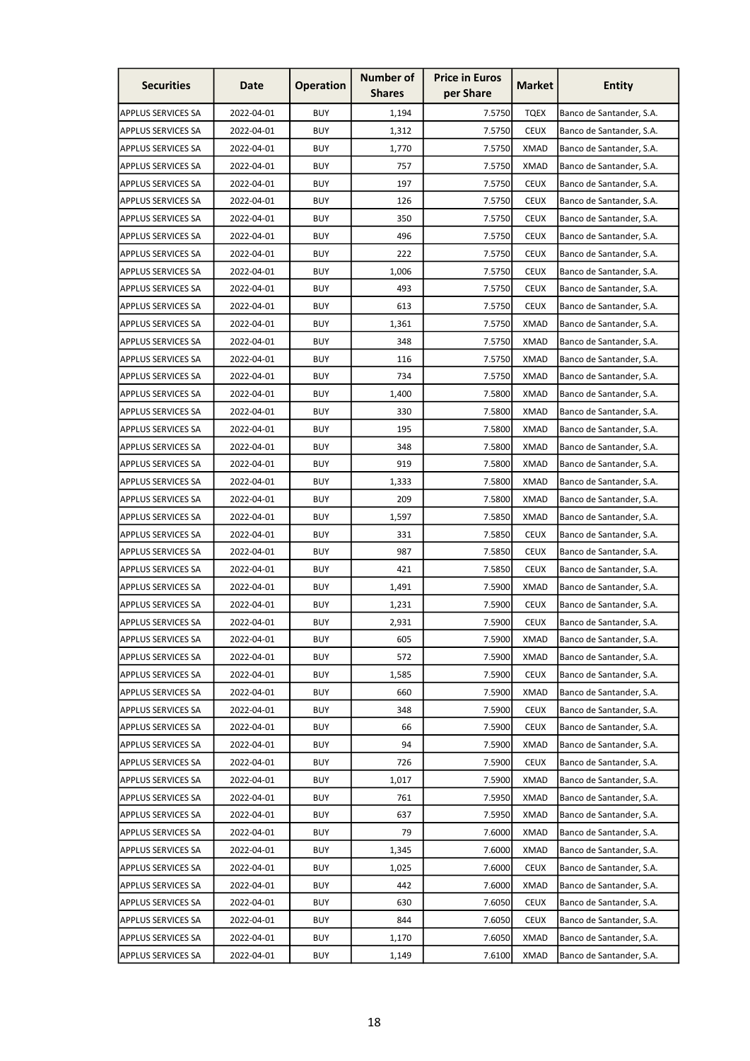| Securities | Date | Operation | Number of Shares | Price in Euros per Share | Market | Entity |
|---|---|---|---|---|---|---|
| APPLUS SERVICES SA | 2022-04-01 | BUY | 1,194 | 7.5750 | TQEX | Banco de Santander, S.A. |
| APPLUS SERVICES SA | 2022-04-01 | BUY | 1,312 | 7.5750 | CEUX | Banco de Santander, S.A. |
| APPLUS SERVICES SA | 2022-04-01 | BUY | 1,770 | 7.5750 | XMAD | Banco de Santander, S.A. |
| APPLUS SERVICES SA | 2022-04-01 | BUY | 757 | 7.5750 | XMAD | Banco de Santander, S.A. |
| APPLUS SERVICES SA | 2022-04-01 | BUY | 197 | 7.5750 | CEUX | Banco de Santander, S.A. |
| APPLUS SERVICES SA | 2022-04-01 | BUY | 126 | 7.5750 | CEUX | Banco de Santander, S.A. |
| APPLUS SERVICES SA | 2022-04-01 | BUY | 350 | 7.5750 | CEUX | Banco de Santander, S.A. |
| APPLUS SERVICES SA | 2022-04-01 | BUY | 496 | 7.5750 | CEUX | Banco de Santander, S.A. |
| APPLUS SERVICES SA | 2022-04-01 | BUY | 222 | 7.5750 | CEUX | Banco de Santander, S.A. |
| APPLUS SERVICES SA | 2022-04-01 | BUY | 1,006 | 7.5750 | CEUX | Banco de Santander, S.A. |
| APPLUS SERVICES SA | 2022-04-01 | BUY | 493 | 7.5750 | CEUX | Banco de Santander, S.A. |
| APPLUS SERVICES SA | 2022-04-01 | BUY | 613 | 7.5750 | CEUX | Banco de Santander, S.A. |
| APPLUS SERVICES SA | 2022-04-01 | BUY | 1,361 | 7.5750 | XMAD | Banco de Santander, S.A. |
| APPLUS SERVICES SA | 2022-04-01 | BUY | 348 | 7.5750 | XMAD | Banco de Santander, S.A. |
| APPLUS SERVICES SA | 2022-04-01 | BUY | 116 | 7.5750 | XMAD | Banco de Santander, S.A. |
| APPLUS SERVICES SA | 2022-04-01 | BUY | 734 | 7.5750 | XMAD | Banco de Santander, S.A. |
| APPLUS SERVICES SA | 2022-04-01 | BUY | 1,400 | 7.5800 | XMAD | Banco de Santander, S.A. |
| APPLUS SERVICES SA | 2022-04-01 | BUY | 330 | 7.5800 | XMAD | Banco de Santander, S.A. |
| APPLUS SERVICES SA | 2022-04-01 | BUY | 195 | 7.5800 | XMAD | Banco de Santander, S.A. |
| APPLUS SERVICES SA | 2022-04-01 | BUY | 348 | 7.5800 | XMAD | Banco de Santander, S.A. |
| APPLUS SERVICES SA | 2022-04-01 | BUY | 919 | 7.5800 | XMAD | Banco de Santander, S.A. |
| APPLUS SERVICES SA | 2022-04-01 | BUY | 1,333 | 7.5800 | XMAD | Banco de Santander, S.A. |
| APPLUS SERVICES SA | 2022-04-01 | BUY | 209 | 7.5800 | XMAD | Banco de Santander, S.A. |
| APPLUS SERVICES SA | 2022-04-01 | BUY | 1,597 | 7.5850 | XMAD | Banco de Santander, S.A. |
| APPLUS SERVICES SA | 2022-04-01 | BUY | 331 | 7.5850 | CEUX | Banco de Santander, S.A. |
| APPLUS SERVICES SA | 2022-04-01 | BUY | 987 | 7.5850 | CEUX | Banco de Santander, S.A. |
| APPLUS SERVICES SA | 2022-04-01 | BUY | 421 | 7.5850 | CEUX | Banco de Santander, S.A. |
| APPLUS SERVICES SA | 2022-04-01 | BUY | 1,491 | 7.5900 | XMAD | Banco de Santander, S.A. |
| APPLUS SERVICES SA | 2022-04-01 | BUY | 1,231 | 7.5900 | CEUX | Banco de Santander, S.A. |
| APPLUS SERVICES SA | 2022-04-01 | BUY | 2,931 | 7.5900 | CEUX | Banco de Santander, S.A. |
| APPLUS SERVICES SA | 2022-04-01 | BUY | 605 | 7.5900 | XMAD | Banco de Santander, S.A. |
| APPLUS SERVICES SA | 2022-04-01 | BUY | 572 | 7.5900 | XMAD | Banco de Santander, S.A. |
| APPLUS SERVICES SA | 2022-04-01 | BUY | 1,585 | 7.5900 | CEUX | Banco de Santander, S.A. |
| APPLUS SERVICES SA | 2022-04-01 | BUY | 660 | 7.5900 | XMAD | Banco de Santander, S.A. |
| APPLUS SERVICES SA | 2022-04-01 | BUY | 348 | 7.5900 | CEUX | Banco de Santander, S.A. |
| APPLUS SERVICES SA | 2022-04-01 | BUY | 66 | 7.5900 | CEUX | Banco de Santander, S.A. |
| APPLUS SERVICES SA | 2022-04-01 | BUY | 94 | 7.5900 | XMAD | Banco de Santander, S.A. |
| APPLUS SERVICES SA | 2022-04-01 | BUY | 726 | 7.5900 | CEUX | Banco de Santander, S.A. |
| APPLUS SERVICES SA | 2022-04-01 | BUY | 1,017 | 7.5900 | XMAD | Banco de Santander, S.A. |
| APPLUS SERVICES SA | 2022-04-01 | BUY | 761 | 7.5950 | XMAD | Banco de Santander, S.A. |
| APPLUS SERVICES SA | 2022-04-01 | BUY | 637 | 7.5950 | XMAD | Banco de Santander, S.A. |
| APPLUS SERVICES SA | 2022-04-01 | BUY | 79 | 7.6000 | XMAD | Banco de Santander, S.A. |
| APPLUS SERVICES SA | 2022-04-01 | BUY | 1,345 | 7.6000 | XMAD | Banco de Santander, S.A. |
| APPLUS SERVICES SA | 2022-04-01 | BUY | 1,025 | 7.6000 | CEUX | Banco de Santander, S.A. |
| APPLUS SERVICES SA | 2022-04-01 | BUY | 442 | 7.6000 | XMAD | Banco de Santander, S.A. |
| APPLUS SERVICES SA | 2022-04-01 | BUY | 630 | 7.6050 | CEUX | Banco de Santander, S.A. |
| APPLUS SERVICES SA | 2022-04-01 | BUY | 844 | 7.6050 | CEUX | Banco de Santander, S.A. |
| APPLUS SERVICES SA | 2022-04-01 | BUY | 1,170 | 7.6050 | XMAD | Banco de Santander, S.A. |
| APPLUS SERVICES SA | 2022-04-01 | BUY | 1,149 | 7.6100 | XMAD | Banco de Santander, S.A. |